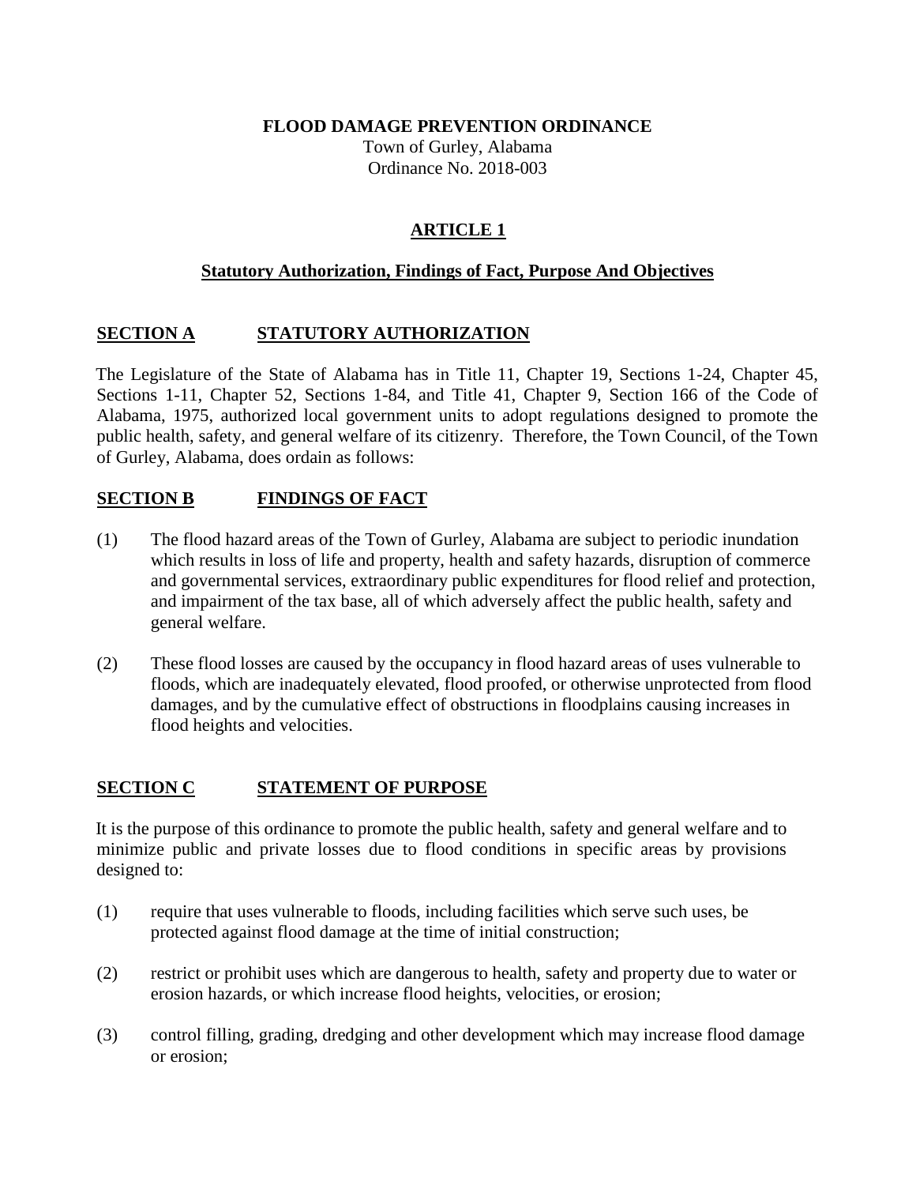# FLOOD DAMAGE PREVENTION ORDINANCE

Town of Gurley, Alabama

Ordinance No. 2018-003

## ARTICLE 1

### Statutory Authorization, Findings of Fact, Purpose And Objectives

### SECTION A STATUTORY AUTHORIZATION

The Legislature of the State of Alabama has in Title 11, Chapter 19, Sections 1-24, Chapter 45, Sections 1-11, Chapter 52, Sections 1-84, and Title 41, Chapter 9, Section 166 of the Code of Alabama, 1975, authorized local government units to adopt regulations designed to promote the public health, safety, and general welfare of its citizenry. Therefore, the Town Council, of the Town of Gurley, Alabama, does ordain as follows:

### SECTION B FINDINGS OF FACT

(1) The flood hazard areas of the Town of Gurley, Alabama are subject to periodic inundation which results in loss of life and property, health and safety hazards, disruption of commerce and governmental services, extraordinary public expenditures for flood relief and protection, and impairment of the tax base, all of which adversely affect the public health, safety and general welfare.

(2) These flood losses are caused by the occupancy in flood hazard areas of uses vulnerable to floods, which are inadequately elevated, flood proofed, or otherwise unprotected from flood damages, and by the cumulative effect of obstructions in floodplains causing increases in flood heights and velocities.

### SECTION C STATEMENT OF PURPOSE

It is the purpose of this ordinance to promote the public health, safety and general welfare and to minimize public and private losses due to flood conditions in specific areas by provisions designed to:

(1) require that uses vulnerable to floods, including facilities which serve such uses, be protected against flood damage at the time of initial construction;

(2) restrict or prohibit uses which are dangerous to health, safety and property due to water or erosion hazards, or which increase flood heights, velocities, or erosion;

(3) control filling, grading, dredging and other development which may increase flood damage or erosion;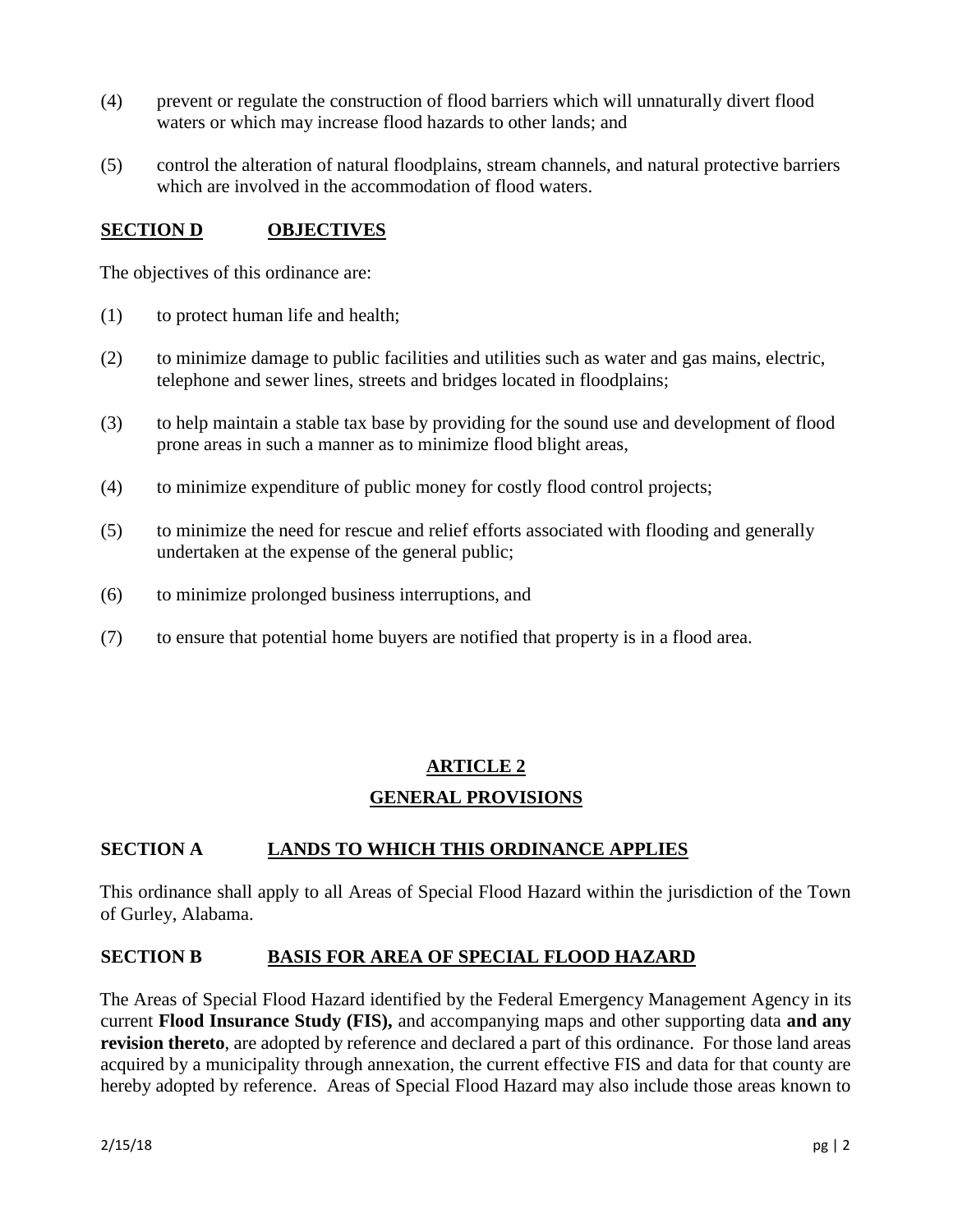(4) prevent or regulate the construction of flood barriers which will unnaturally divert flood waters or which may increase flood hazards to other lands; and

(5) control the alteration of natural floodplains, stream channels, and natural protective barriers which are involved in the accommodation of flood waters.

## SECTION D OBJECTIVES

The objectives of this ordinance are:

(1) to protect human life and health;

(2) to minimize damage to public facilities and utilities such as water and gas mains, electric, telephone and sewer lines, streets and bridges located in floodplains;

(3) to help maintain a stable tax base by providing for the sound use and development of flood prone areas in such a manner as to minimize flood blight areas,

(4) to minimize expenditure of public money for costly flood control projects;

(5) to minimize the need for rescue and relief efforts associated with flooding and generally undertaken at the expense of the general public;

(6) to minimize prolonged business interruptions, and

(7) to ensure that potential home buyers are notified that property is in a flood area.

# ARTICLE 2

# GENERAL PROVISIONS

## SECTION A LANDS TO WHICH THIS ORDINANCE APPLIES

This ordinance shall apply to all Areas of Special Flood Hazard within the jurisdiction of the Town of Gurley, Alabama.

## SECTION B BASIS FOR AREA OF SPECIAL FLOOD HAZARD

The Areas of Special Flood Hazard identified by the Federal Emergency Management Agency in its current **Flood Insurance Study (FIS),** and accompanying maps and other supporting data **and any revision thereto**, are adopted by reference and declared a part of this ordinance. For those land areas acquired by a municipality through annexation, the current effective FIS and data for that county are hereby adopted by reference. Areas of Special Flood Hazard may also include those areas known to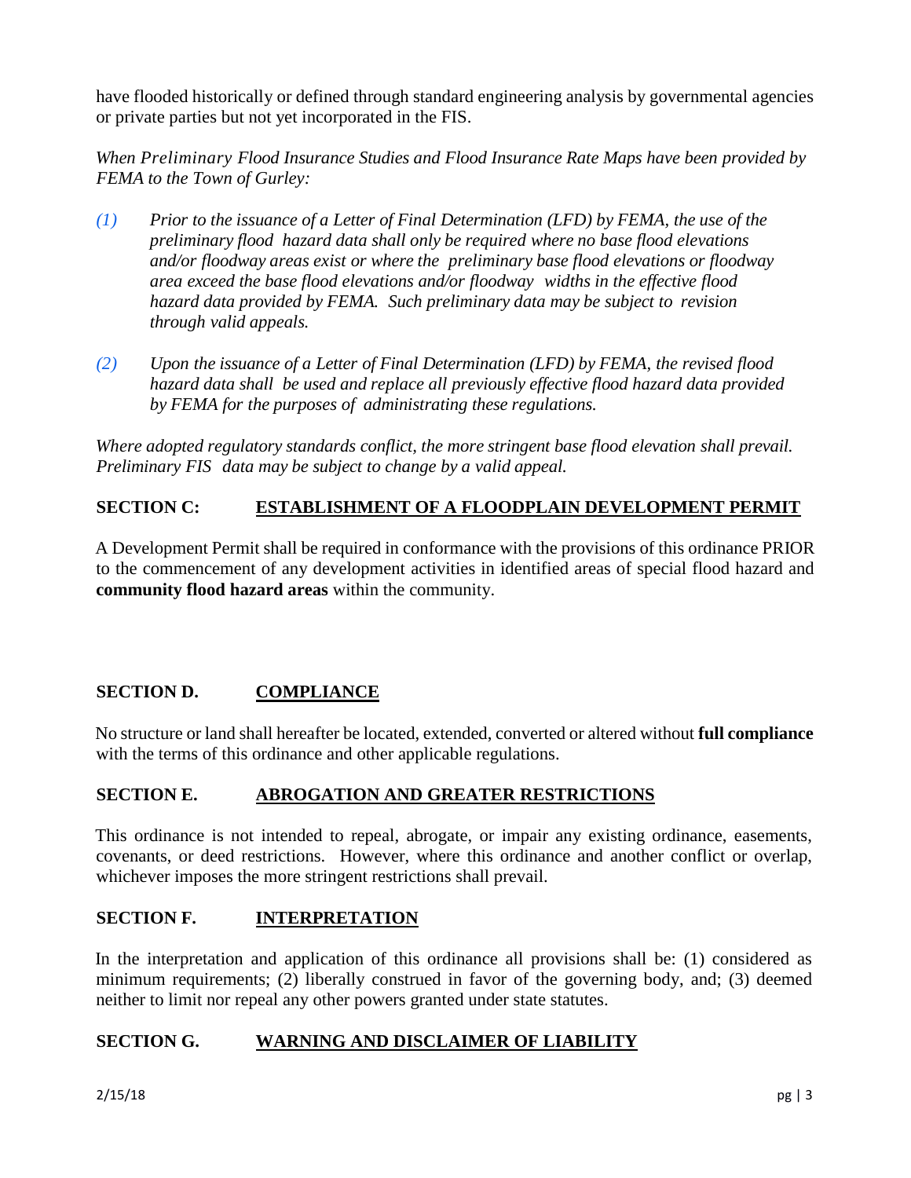have flooded historically or defined through standard engineering analysis by governmental agencies or private parties but not yet incorporated in the FIS.

*When Preliminary Flood Insurance Studies and Flood Insurance Rate Maps have been provided by FEMA to the Town of Gurley:*

*(1) Prior to the issuance of a Letter of Final Determination (LFD) by FEMA, the use of the preliminary flood hazard data shall only be required where no base flood elevations and/or floodway areas exist or where the preliminary base flood elevations or floodway area exceed the base flood elevations and/or floodway widths in the effective flood hazard data provided by FEMA. Such preliminary data may be subject to revision through valid appeals.*

*(2) Upon the issuance of a Letter of Final Determination (LFD) by FEMA, the revised flood hazard data shall be used and replace all previously effective flood hazard data provided by FEMA for the purposes of administrating these regulations.*

*Where adopted regulatory standards conflict, the more stringent base flood elevation shall prevail. Preliminary FIS data may be subject to change by a valid appeal.*

## SECTION C: ESTABLISHMENT OF A FLOODPLAIN DEVELOPMENT PERMIT

A Development Permit shall be required in conformance with the provisions of this ordinance PRIOR to the commencement of any development activities in identified areas of special flood hazard and **community flood hazard areas** within the community.

## SECTION D. COMPLIANCE

No structure or land shall hereafter be located, extended, converted or altered without **full compliance** with the terms of this ordinance and other applicable regulations.

## SECTION E. ABROGATION AND GREATER RESTRICTIONS

This ordinance is not intended to repeal, abrogate, or impair any existing ordinance, easements, covenants, or deed restrictions. However, where this ordinance and another conflict or overlap, whichever imposes the more stringent restrictions shall prevail.

## SECTION F. INTERPRETATION

In the interpretation and application of this ordinance all provisions shall be: (1) considered as minimum requirements; (2) liberally construed in favor of the governing body, and; (3) deemed neither to limit nor repeal any other powers granted under state statutes.

## SECTION G. WARNING AND DISCLAIMER OF LIABILITY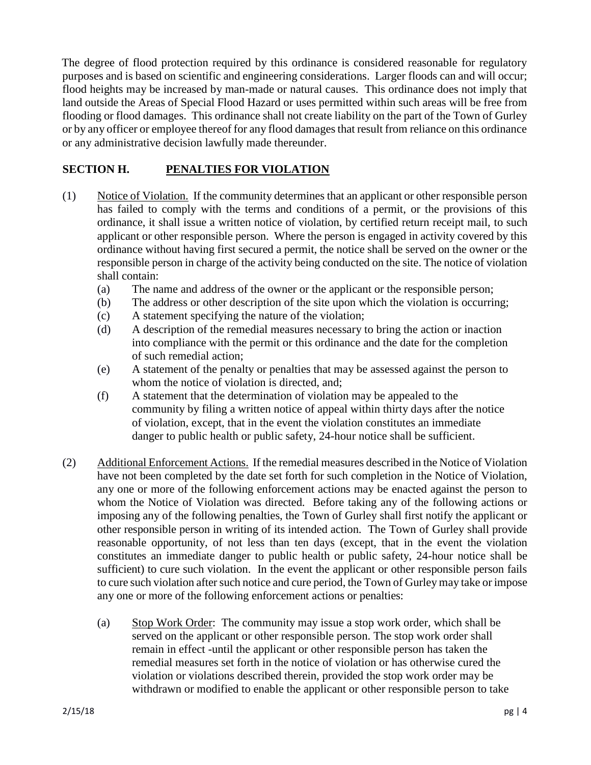The degree of flood protection required by this ordinance is considered reasonable for regulatory purposes and is based on scientific and engineering considerations. Larger floods can and will occur; flood heights may be increased by man-made or natural causes. This ordinance does not imply that land outside the Areas of Special Flood Hazard or uses permitted within such areas will be free from flooding or flood damages. This ordinance shall not create liability on the part of the Town of Gurley or by any officer or employee thereof for any flood damages that result from reliance on this ordinance or any administrative decision lawfully made thereunder.

## SECTION H. PENALTIES FOR VIOLATION

(1) Notice of Violation. If the community determines that an applicant or other responsible person has failed to comply with the terms and conditions of a permit, or the provisions of this ordinance, it shall issue a written notice of violation, by certified return receipt mail, to such applicant or other responsible person. Where the person is engaged in activity covered by this ordinance without having first secured a permit, the notice shall be served on the owner or the responsible person in charge of the activity being conducted on the site. The notice of violation shall contain:

- (a) The name and address of the owner or the applicant or the responsible person;
- (b) The address or other description of the site upon which the violation is occurring;
- (c) A statement specifying the nature of the violation;
- (d) A description of the remedial measures necessary to bring the action or inaction into compliance with the permit or this ordinance and the date for the completion of such remedial action;
- (e) A statement of the penalty or penalties that may be assessed against the person to whom the notice of violation is directed, and;
- (f) A statement that the determination of violation may be appealed to the community by filing a written notice of appeal within thirty days after the notice of violation, except, that in the event the violation constitutes an immediate danger to public health or public safety, 24-hour notice shall be sufficient.

(2) Additional Enforcement Actions. If the remedial measures described in the Notice of Violation have not been completed by the date set forth for such completion in the Notice of Violation, any one or more of the following enforcement actions may be enacted against the person to whom the Notice of Violation was directed. Before taking any of the following actions or imposing any of the following penalties, the Town of Gurley shall first notify the applicant or other responsible person in writing of its intended action. The Town of Gurley shall provide reasonable opportunity, of not less than ten days (except, that in the event the violation constitutes an immediate danger to public health or public safety, 24-hour notice shall be sufficient) to cure such violation. In the event the applicant or other responsible person fails to cure such violation after such notice and cure period, the Town of Gurley may take or impose any one or more of the following enforcement actions or penalties:

- (a) Stop Work Order: The community may issue a stop work order, which shall be served on the applicant or other responsible person. The stop work order shall remain in effect -until the applicant or other responsible person has taken the remedial measures set forth in the notice of violation or has otherwise cured the violation or violations described therein, provided the stop work order may be withdrawn or modified to enable the applicant or other responsible person to take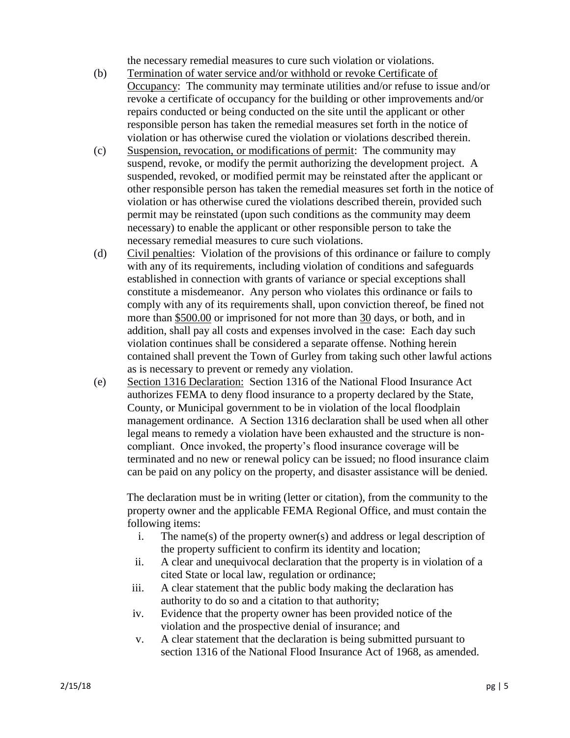the necessary remedial measures to cure such violation or violations.

(b) Termination of water service and/or withhold or revoke Certificate of Occupancy: The community may terminate utilities and/or refuse to issue and/or revoke a certificate of occupancy for the building or other improvements and/or repairs conducted or being conducted on the site until the applicant or other responsible person has taken the remedial measures set forth in the notice of violation or has otherwise cured the violation or violations described therein.

(c) Suspension, revocation, or modifications of permit: The community may suspend, revoke, or modify the permit authorizing the development project. A suspended, revoked, or modified permit may be reinstated after the applicant or other responsible person has taken the remedial measures set forth in the notice of violation or has otherwise cured the violations described therein, provided such permit may be reinstated (upon such conditions as the community may deem necessary) to enable the applicant or other responsible person to take the necessary remedial measures to cure such violations.

(d) Civil penalties: Violation of the provisions of this ordinance or failure to comply with any of its requirements, including violation of conditions and safeguards established in connection with grants of variance or special exceptions shall constitute a misdemeanor. Any person who violates this ordinance or fails to comply with any of its requirements shall, upon conviction thereof, be fined not more than $500.00 or imprisoned for not more than 30 days, or both, and in addition, shall pay all costs and expenses involved in the case: Each day such violation continues shall be considered a separate offense. Nothing herein contained shall prevent the Town of Gurley from taking such other lawful actions as is necessary to prevent or remedy any violation.

(e) Section 1316 Declaration: Section 1316 of the National Flood Insurance Act authorizes FEMA to deny flood insurance to a property declared by the State, County, or Municipal government to be in violation of the local floodplain management ordinance. A Section 1316 declaration shall be used when all other legal means to remedy a violation have been exhausted and the structure is non-compliant. Once invoked, the property's flood insurance coverage will be terminated and no new or renewal policy can be issued; no flood insurance claim can be paid on any policy on the property, and disaster assistance will be denied.

The declaration must be in writing (letter or citation), from the community to the property owner and the applicable FEMA Regional Office, and must contain the following items:

i. The name(s) of the property owner(s) and address or legal description of the property sufficient to confirm its identity and location;
ii. A clear and unequivocal declaration that the property is in violation of a cited State or local law, regulation or ordinance;
iii. A clear statement that the public body making the declaration has authority to do so and a citation to that authority;
iv. Evidence that the property owner has been provided notice of the violation and the prospective denial of insurance; and
v. A clear statement that the declaration is being submitted pursuant to section 1316 of the National Flood Insurance Act of 1968, as amended.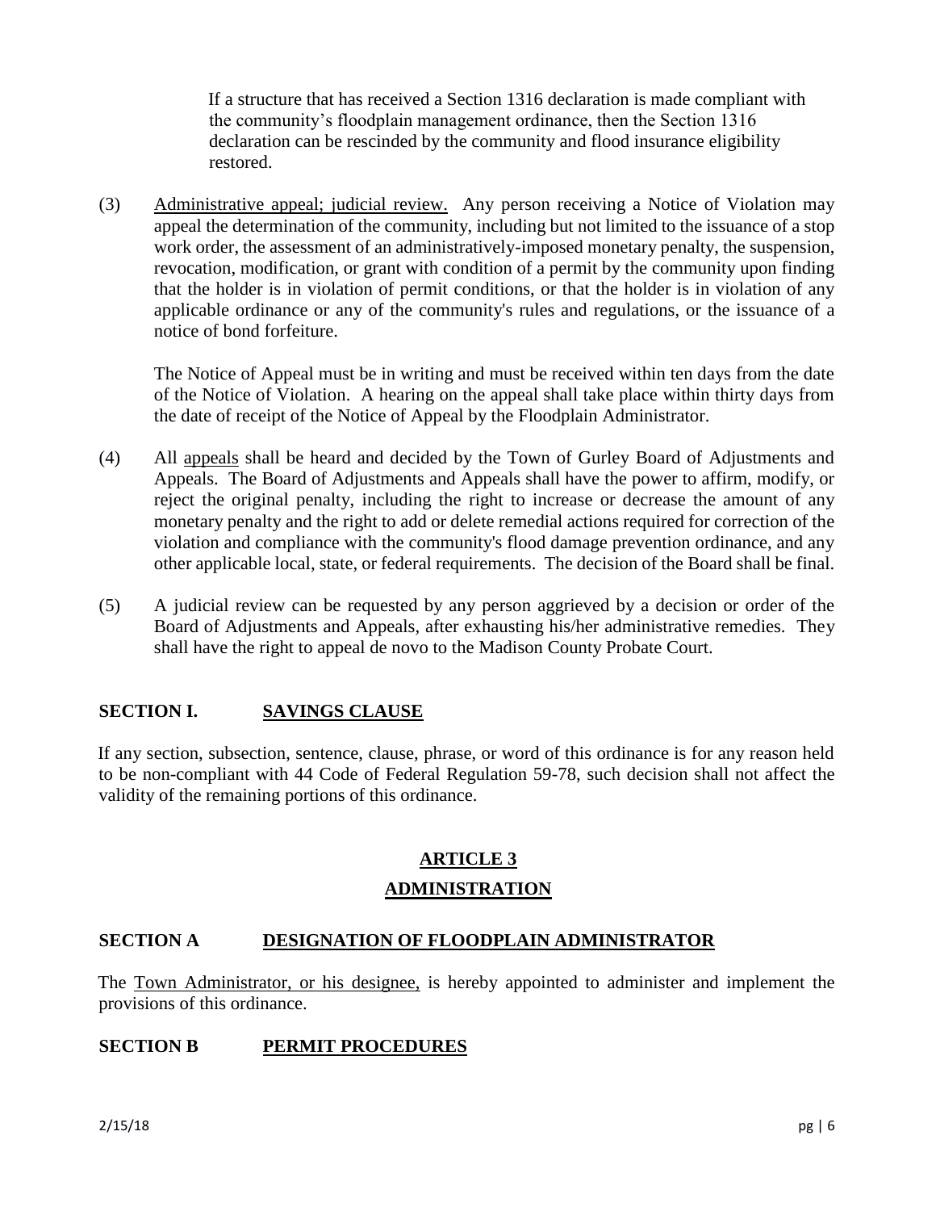If a structure that has received a Section 1316 declaration is made compliant with the community's floodplain management ordinance, then the Section 1316 declaration can be rescinded by the community and flood insurance eligibility restored.

(3) Administrative appeal; judicial review. Any person receiving a Notice of Violation may appeal the determination of the community, including but not limited to the issuance of a stop work order, the assessment of an administratively-imposed monetary penalty, the suspension, revocation, modification, or grant with condition of a permit by the community upon finding that the holder is in violation of permit conditions, or that the holder is in violation of any applicable ordinance or any of the community's rules and regulations, or the issuance of a notice of bond forfeiture.

The Notice of Appeal must be in writing and must be received within ten days from the date of the Notice of Violation. A hearing on the appeal shall take place within thirty days from the date of receipt of the Notice of Appeal by the Floodplain Administrator.

(4) All appeals shall be heard and decided by the Town of Gurley Board of Adjustments and Appeals. The Board of Adjustments and Appeals shall have the power to affirm, modify, or reject the original penalty, including the right to increase or decrease the amount of any monetary penalty and the right to add or delete remedial actions required for correction of the violation and compliance with the community's flood damage prevention ordinance, and any other applicable local, state, or federal requirements. The decision of the Board shall be final.

(5) A judicial review can be requested by any person aggrieved by a decision or order of the Board of Adjustments and Appeals, after exhausting his/her administrative remedies. They shall have the right to appeal de novo to the Madison County Probate Court.

## SECTION I. SAVINGS CLAUSE

If any section, subsection, sentence, clause, phrase, or word of this ordinance is for any reason held to be non-compliant with 44 Code of Federal Regulation 59-78, such decision shall not affect the validity of the remaining portions of this ordinance.

# ARTICLE 3

# ADMINISTRATION

## SECTION A DESIGNATION OF FLOODPLAIN ADMINISTRATOR

The Town Administrator, or his designee, is hereby appointed to administer and implement the provisions of this ordinance.

## SECTION B PERMIT PROCEDURES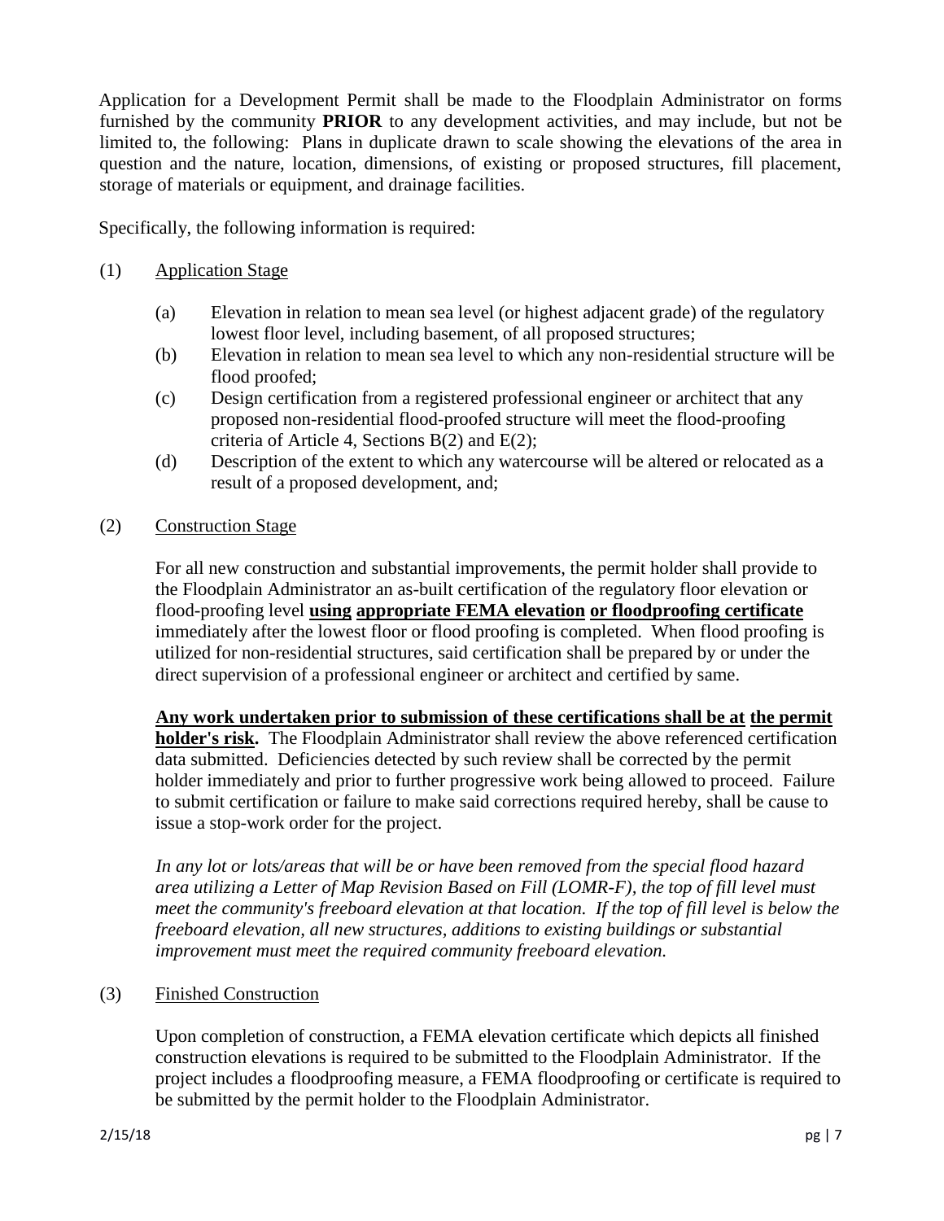Application for a Development Permit shall be made to the Floodplain Administrator on forms furnished by the community **PRIOR** to any development activities, and may include, but not be limited to, the following: Plans in duplicate drawn to scale showing the elevations of the area in question and the nature, location, dimensions, of existing or proposed structures, fill placement, storage of materials or equipment, and drainage facilities.

Specifically, the following information is required:

(1) Application Stage

- (a) Elevation in relation to mean sea level (or highest adjacent grade) of the regulatory lowest floor level, including basement, of all proposed structures;
- (b) Elevation in relation to mean sea level to which any non-residential structure will be flood proofed;
- (c) Design certification from a registered professional engineer or architect that any proposed non-residential flood-proofed structure will meet the flood-proofing criteria of Article 4, Sections B(2) and E(2);
- (d) Description of the extent to which any watercourse will be altered or relocated as a result of a proposed development, and;

(2) Construction Stage

For all new construction and substantial improvements, the permit holder shall provide to the Floodplain Administrator an as-built certification of the regulatory floor elevation or flood-proofing level **using appropriate FEMA elevation or floodproofing certificate** immediately after the lowest floor or flood proofing is completed. When flood proofing is utilized for non-residential structures, said certification shall be prepared by or under the direct supervision of a professional engineer or architect and certified by same.

**Any work undertaken prior to submission of these certifications shall be at the permit holder's risk.** The Floodplain Administrator shall review the above referenced certification data submitted. Deficiencies detected by such review shall be corrected by the permit holder immediately and prior to further progressive work being allowed to proceed. Failure to submit certification or failure to make said corrections required hereby, shall be cause to issue a stop-work order for the project.

*In any lot or lots/areas that will be or have been removed from the special flood hazard area utilizing a Letter of Map Revision Based on Fill (LOMR-F), the top of fill level must meet the community's freeboard elevation at that location. If the top of fill level is below the freeboard elevation, all new structures, additions to existing buildings or substantial improvement must meet the required community freeboard elevation.*

(3) Finished Construction

Upon completion of construction, a FEMA elevation certificate which depicts all finished construction elevations is required to be submitted to the Floodplain Administrator. If the project includes a floodproofing measure, a FEMA floodproofing or certificate is required to be submitted by the permit holder to the Floodplain Administrator.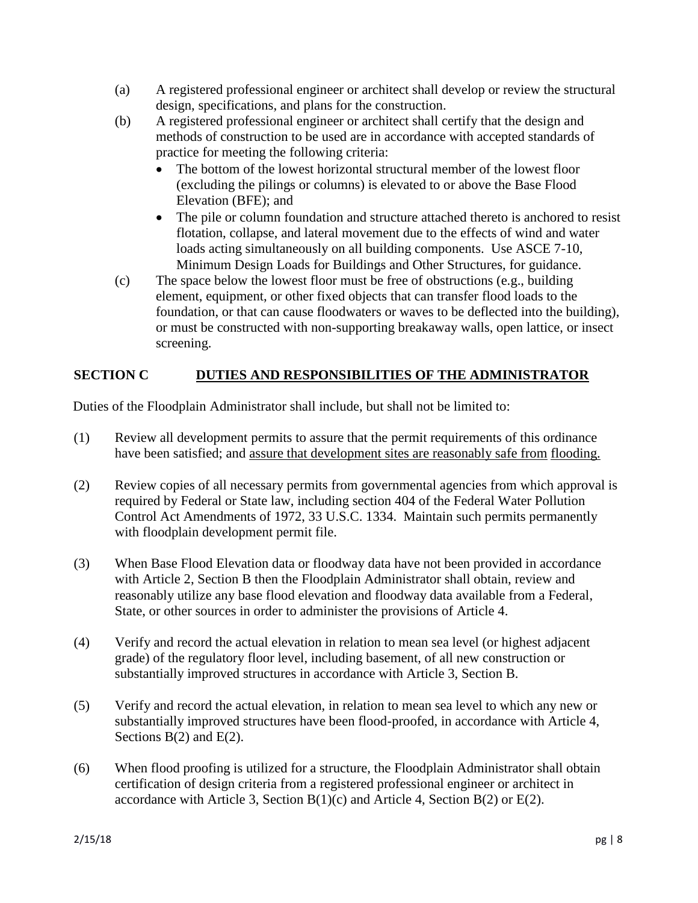(a) A registered professional engineer or architect shall develop or review the structural design, specifications, and plans for the construction.

(b) A registered professional engineer or architect shall certify that the design and methods of construction to be used are in accordance with accepted standards of practice for meeting the following criteria:

- The bottom of the lowest horizontal structural member of the lowest floor (excluding the pilings or columns) is elevated to or above the Base Flood Elevation (BFE); and
- The pile or column foundation and structure attached thereto is anchored to resist flotation, collapse, and lateral movement due to the effects of wind and water loads acting simultaneously on all building components. Use ASCE 7-10, Minimum Design Loads for Buildings and Other Structures, for guidance.

(c) The space below the lowest floor must be free of obstructions (e.g., building element, equipment, or other fixed objects that can transfer flood loads to the foundation, or that can cause floodwaters or waves to be deflected into the building), or must be constructed with non-supporting breakaway walls, open lattice, or insect screening.

## SECTION C DUTIES AND RESPONSIBILITIES OF THE ADMINISTRATOR

Duties of the Floodplain Administrator shall include, but shall not be limited to:

(1) Review all development permits to assure that the permit requirements of this ordinance have been satisfied; and assure that development sites are reasonably safe from flooding.

(2) Review copies of all necessary permits from governmental agencies from which approval is required by Federal or State law, including section 404 of the Federal Water Pollution Control Act Amendments of 1972, 33 U.S.C. 1334. Maintain such permits permanently with floodplain development permit file.

(3) When Base Flood Elevation data or floodway data have not been provided in accordance with Article 2, Section B then the Floodplain Administrator shall obtain, review and reasonably utilize any base flood elevation and floodway data available from a Federal, State, or other sources in order to administer the provisions of Article 4.

(4) Verify and record the actual elevation in relation to mean sea level (or highest adjacent grade) of the regulatory floor level, including basement, of all new construction or substantially improved structures in accordance with Article 3, Section B.

(5) Verify and record the actual elevation, in relation to mean sea level to which any new or substantially improved structures have been flood-proofed, in accordance with Article 4, Sections B(2) and E(2).

(6) When flood proofing is utilized for a structure, the Floodplain Administrator shall obtain certification of design criteria from a registered professional engineer or architect in accordance with Article 3, Section B(1)(c) and Article 4, Section B(2) or E(2).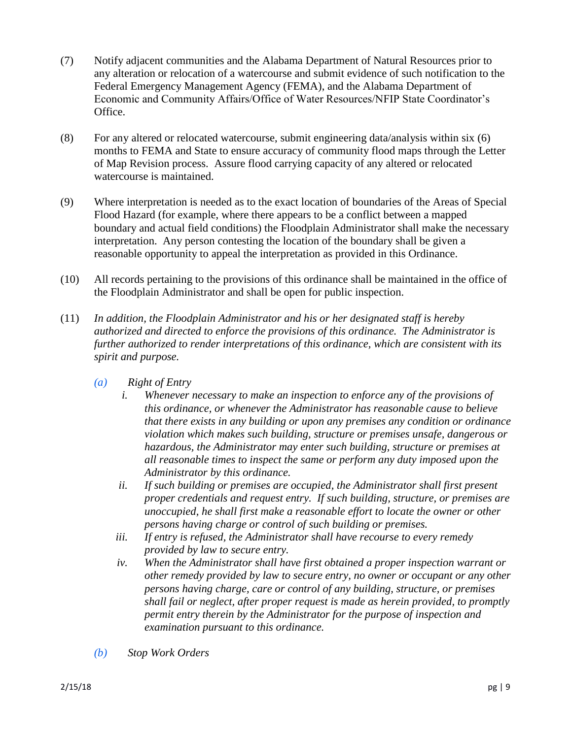(7) Notify adjacent communities and the Alabama Department of Natural Resources prior to any alteration or relocation of a watercourse and submit evidence of such notification to the Federal Emergency Management Agency (FEMA), and the Alabama Department of Economic and Community Affairs/Office of Water Resources/NFIP State Coordinator's Office.

(8) For any altered or relocated watercourse, submit engineering data/analysis within six (6) months to FEMA and State to ensure accuracy of community flood maps through the Letter of Map Revision process. Assure flood carrying capacity of any altered or relocated watercourse is maintained.

(9) Where interpretation is needed as to the exact location of boundaries of the Areas of Special Flood Hazard (for example, where there appears to be a conflict between a mapped boundary and actual field conditions) the Floodplain Administrator shall make the necessary interpretation. Any person contesting the location of the boundary shall be given a reasonable opportunity to appeal the interpretation as provided in this Ordinance.

(10) All records pertaining to the provisions of this ordinance shall be maintained in the office of the Floodplain Administrator and shall be open for public inspection.

(11) *In addition, the Floodplain Administrator and his or her designated staff is hereby authorized and directed to enforce the provisions of this ordinance. The Administrator is further authorized to render interpretations of this ordinance, which are consistent with its spirit and purpose.*

*(a) Right of Entry*

*i. Whenever necessary to make an inspection to enforce any of the provisions of this ordinance, or whenever the Administrator has reasonable cause to believe that there exists in any building or upon any premises any condition or ordinance violation which makes such building, structure or premises unsafe, dangerous or hazardous, the Administrator may enter such building, structure or premises at all reasonable times to inspect the same or perform any duty imposed upon the Administrator by this ordinance.*

*ii. If such building or premises are occupied, the Administrator shall first present proper credentials and request entry. If such building, structure, or premises are unoccupied, he shall first make a reasonable effort to locate the owner or other persons having charge or control of such building or premises.*

*iii. If entry is refused, the Administrator shall have recourse to every remedy provided by law to secure entry.*

*iv. When the Administrator shall have first obtained a proper inspection warrant or other remedy provided by law to secure entry, no owner or occupant or any other persons having charge, care or control of any building, structure, or premises shall fail or neglect, after proper request is made as herein provided, to promptly permit entry therein by the Administrator for the purpose of inspection and examination pursuant to this ordinance.*

*(b) Stop Work Orders*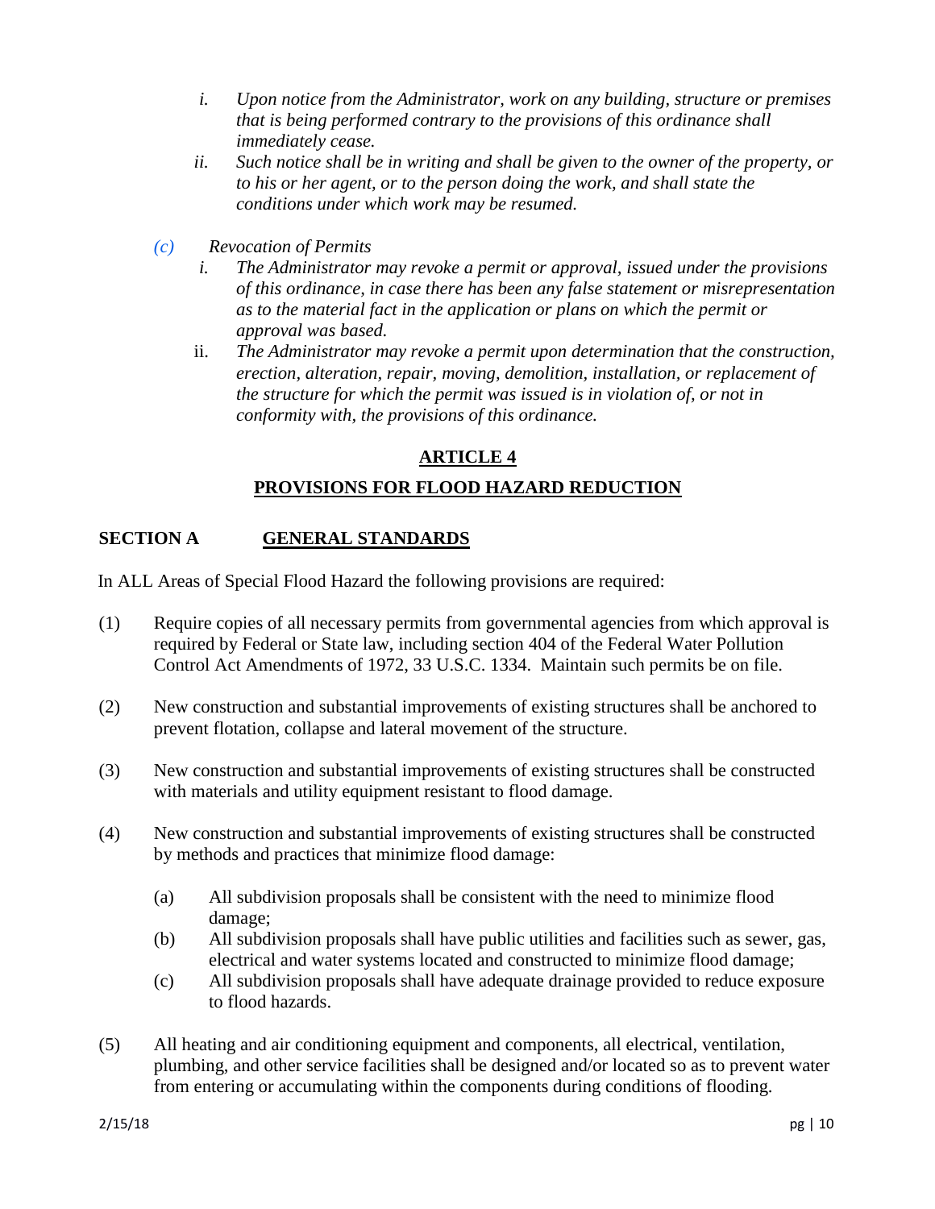- *i. Upon notice from the Administrator, work on any building, structure or premises that is being performed contrary to the provisions of this ordinance shall immediately cease.*
- *ii. Such notice shall be in writing and shall be given to the owner of the property, or to his or her agent, or to the person doing the work, and shall state the conditions under which work may be resumed.*

*(c) Revocation of Permits*

- *i. The Administrator may revoke a permit or approval, issued under the provisions of this ordinance, in case there has been any false statement or misrepresentation as to the material fact in the application or plans on which the permit or approval was based.*
- ii. *The Administrator may revoke a permit upon determination that the construction, erection, alteration, repair, moving, demolition, installation, or replacement of the structure for which the permit was issued is in violation of, or not in conformity with, the provisions of this ordinance.*

## ARTICLE 4

## PROVISIONS FOR FLOOD HAZARD REDUCTION

### SECTION A GENERAL STANDARDS

In ALL Areas of Special Flood Hazard the following provisions are required:

(1) Require copies of all necessary permits from governmental agencies from which approval is required by Federal or State law, including section 404 of the Federal Water Pollution Control Act Amendments of 1972, 33 U.S.C. 1334. Maintain such permits be on file.

(2) New construction and substantial improvements of existing structures shall be anchored to prevent flotation, collapse and lateral movement of the structure.

(3) New construction and substantial improvements of existing structures shall be constructed with materials and utility equipment resistant to flood damage.

(4) New construction and substantial improvements of existing structures shall be constructed by methods and practices that minimize flood damage:

- (a) All subdivision proposals shall be consistent with the need to minimize flood damage;
- (b) All subdivision proposals shall have public utilities and facilities such as sewer, gas, electrical and water systems located and constructed to minimize flood damage;
- (c) All subdivision proposals shall have adequate drainage provided to reduce exposure to flood hazards.

(5) All heating and air conditioning equipment and components, all electrical, ventilation, plumbing, and other service facilities shall be designed and/or located so as to prevent water from entering or accumulating within the components during conditions of flooding.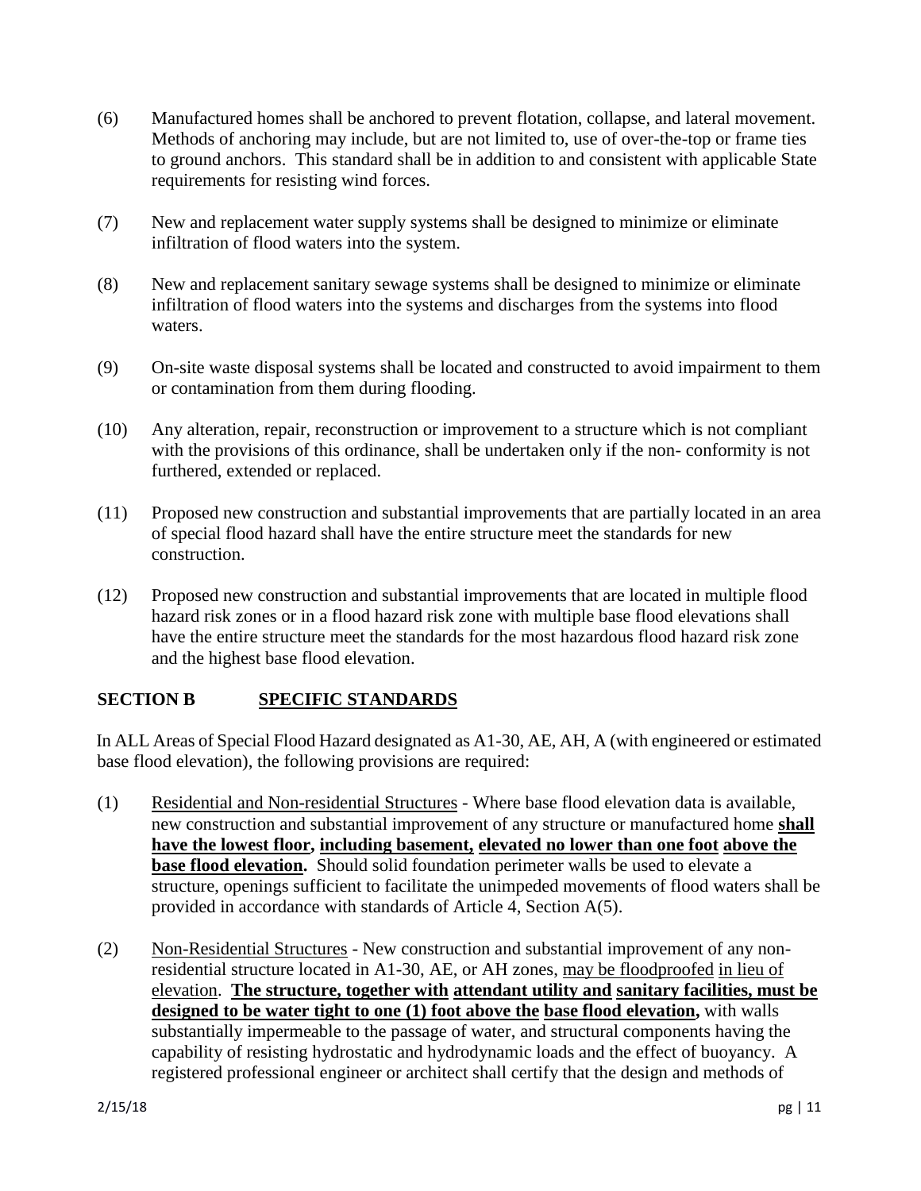(6) Manufactured homes shall be anchored to prevent flotation, collapse, and lateral movement. Methods of anchoring may include, but are not limited to, use of over-the-top or frame ties to ground anchors. This standard shall be in addition to and consistent with applicable State requirements for resisting wind forces.

(7) New and replacement water supply systems shall be designed to minimize or eliminate infiltration of flood waters into the system.

(8) New and replacement sanitary sewage systems shall be designed to minimize or eliminate infiltration of flood waters into the systems and discharges from the systems into flood waters.

(9) On-site waste disposal systems shall be located and constructed to avoid impairment to them or contamination from them during flooding.

(10) Any alteration, repair, reconstruction or improvement to a structure which is not compliant with the provisions of this ordinance, shall be undertaken only if the non- conformity is not furthered, extended or replaced.

(11) Proposed new construction and substantial improvements that are partially located in an area of special flood hazard shall have the entire structure meet the standards for new construction.

(12) Proposed new construction and substantial improvements that are located in multiple flood hazard risk zones or in a flood hazard risk zone with multiple base flood elevations shall have the entire structure meet the standards for the most hazardous flood hazard risk zone and the highest base flood elevation.

## SECTION B SPECIFIC STANDARDS

In ALL Areas of Special Flood Hazard designated as A1-30, AE, AH, A (with engineered or estimated base flood elevation), the following provisions are required:

(1) Residential and Non-residential Structures - Where base flood elevation data is available, new construction and substantial improvement of any structure or manufactured home **shall have the lowest floor, including basement, elevated no lower than one foot above the base flood elevation.** Should solid foundation perimeter walls be used to elevate a structure, openings sufficient to facilitate the unimpeded movements of flood waters shall be provided in accordance with standards of Article 4, Section A(5).

(2) Non-Residential Structures - New construction and substantial improvement of any non-residential structure located in A1-30, AE, or AH zones, may be floodproofed in lieu of elevation. **The structure, together with attendant utility and sanitary facilities, must be designed to be water tight to one (1) foot above the base flood elevation,** with walls substantially impermeable to the passage of water, and structural components having the capability of resisting hydrostatic and hydrodynamic loads and the effect of buoyancy. A registered professional engineer or architect shall certify that the design and methods of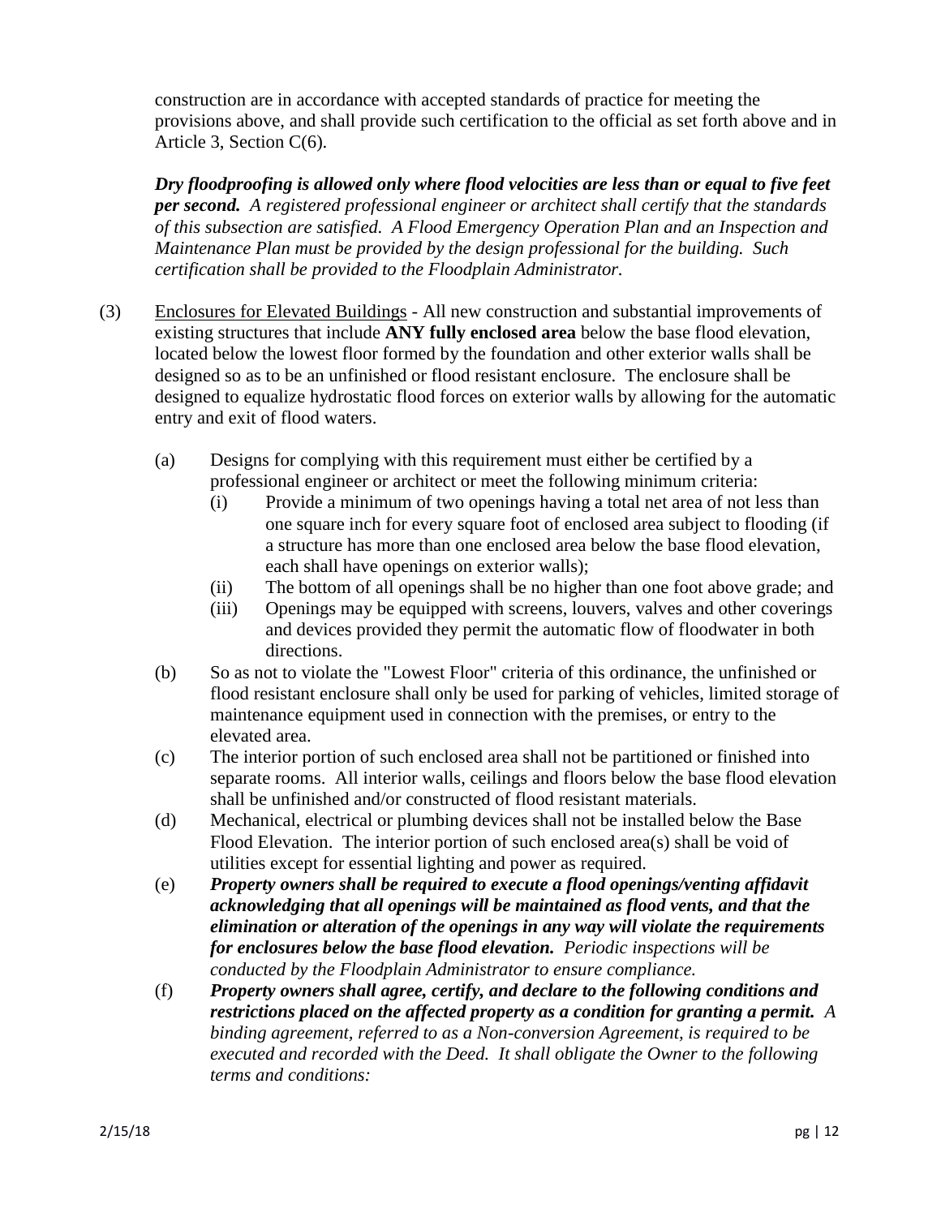construction are in accordance with accepted standards of practice for meeting the provisions above, and shall provide such certification to the official as set forth above and in Article 3, Section C(6).

***Dry floodproofing is allowed only where flood velocities are less than or equal to five feet per second.*** *A registered professional engineer or architect shall certify that the standards of this subsection are satisfied. A Flood Emergency Operation Plan and an Inspection and Maintenance Plan must be provided by the design professional for the building. Such certification shall be provided to the Floodplain Administrator.*

(3) Enclosures for Elevated Buildings - All new construction and substantial improvements of existing structures that include **ANY fully enclosed area** below the base flood elevation, located below the lowest floor formed by the foundation and other exterior walls shall be designed so as to be an unfinished or flood resistant enclosure. The enclosure shall be designed to equalize hydrostatic flood forces on exterior walls by allowing for the automatic entry and exit of flood waters.

- (a) Designs for complying with this requirement must either be certified by a professional engineer or architect or meet the following minimum criteria:
  - (i) Provide a minimum of two openings having a total net area of not less than one square inch for every square foot of enclosed area subject to flooding (if a structure has more than one enclosed area below the base flood elevation, each shall have openings on exterior walls);
  - (ii) The bottom of all openings shall be no higher than one foot above grade; and
  - (iii) Openings may be equipped with screens, louvers, valves and other coverings and devices provided they permit the automatic flow of floodwater in both directions.
- (b) So as not to violate the "Lowest Floor" criteria of this ordinance, the unfinished or flood resistant enclosure shall only be used for parking of vehicles, limited storage of maintenance equipment used in connection with the premises, or entry to the elevated area.
- (c) The interior portion of such enclosed area shall not be partitioned or finished into separate rooms. All interior walls, ceilings and floors below the base flood elevation shall be unfinished and/or constructed of flood resistant materials.
- (d) Mechanical, electrical or plumbing devices shall not be installed below the Base Flood Elevation. The interior portion of such enclosed area(s) shall be void of utilities except for essential lighting and power as required.
- (e) ***Property owners shall be required to execute a flood openings/venting affidavit acknowledging that all openings will be maintained as flood vents, and that the elimination or alteration of the openings in any way will violate the requirements for enclosures below the base flood elevation.*** *Periodic inspections will be conducted by the Floodplain Administrator to ensure compliance.*
- (f) ***Property owners shall agree, certify, and declare to the following conditions and restrictions placed on the affected property as a condition for granting a permit.*** *A binding agreement, referred to as a Non-conversion Agreement, is required to be executed and recorded with the Deed. It shall obligate the Owner to the following terms and conditions:*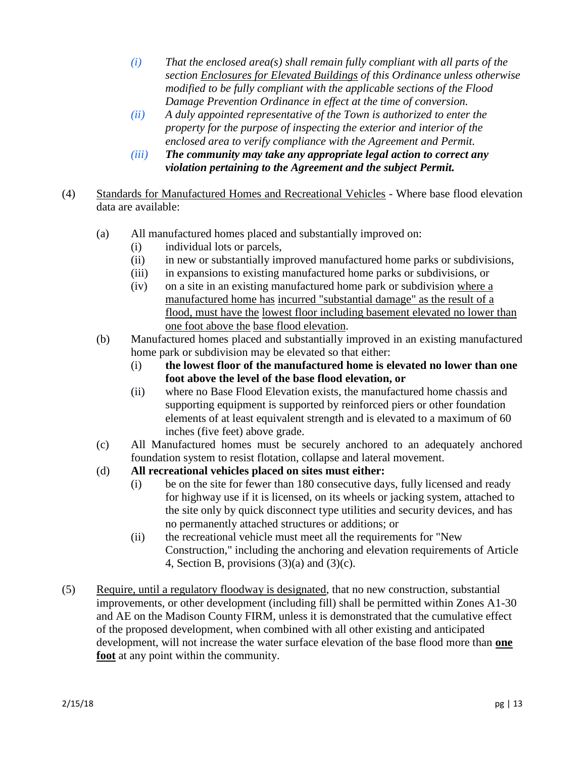*(i) That the enclosed area(s) shall remain fully compliant with all parts of the section Enclosures for Elevated Buildings of this Ordinance unless otherwise modified to be fully compliant with the applicable sections of the Flood Damage Prevention Ordinance in effect at the time of conversion.*

*(ii) A duly appointed representative of the Town is authorized to enter the property for the purpose of inspecting the exterior and interior of the enclosed area to verify compliance with the Agreement and Permit.*

***(iii) The community may take any appropriate legal action to correct any violation pertaining to the Agreement and the subject Permit.***

(4) Standards for Manufactured Homes and Recreational Vehicles - Where base flood elevation data are available:

(a) All manufactured homes placed and substantially improved on:
 (i) individual lots or parcels,
 (ii) in new or substantially improved manufactured home parks or subdivisions,
 (iii) in expansions to existing manufactured home parks or subdivisions, or
 (iv) on a site in an existing manufactured home park or subdivision where a manufactured home has incurred "substantial damage" as the result of a flood, must have the lowest floor including basement elevated no lower than one foot above the base flood elevation.

(b) Manufactured homes placed and substantially improved in an existing manufactured home park or subdivision may be elevated so that either:
 (i) **the lowest floor of the manufactured home is elevated no lower than one foot above the level of the base flood elevation, or**
 (ii) where no Base Flood Elevation exists, the manufactured home chassis and supporting equipment is supported by reinforced piers or other foundation elements of at least equivalent strength and is elevated to a maximum of 60 inches (five feet) above grade.

(c) All Manufactured homes must be securely anchored to an adequately anchored foundation system to resist flotation, collapse and lateral movement.

(d) **All recreational vehicles placed on sites must either:**
 (i) be on the site for fewer than 180 consecutive days, fully licensed and ready for highway use if it is licensed, on its wheels or jacking system, attached to the site only by quick disconnect type utilities and security devices, and has no permanently attached structures or additions; or
 (ii) the recreational vehicle must meet all the requirements for "New Construction," including the anchoring and elevation requirements of Article 4, Section B, provisions (3)(a) and (3)(c).

(5) Require, until a regulatory floodway is designated, that no new construction, substantial improvements, or other development (including fill) shall be permitted within Zones A1-30 and AE on the Madison County FIRM, unless it is demonstrated that the cumulative effect of the proposed development, when combined with all other existing and anticipated development, will not increase the water surface elevation of the base flood more than **one foot** at any point within the community.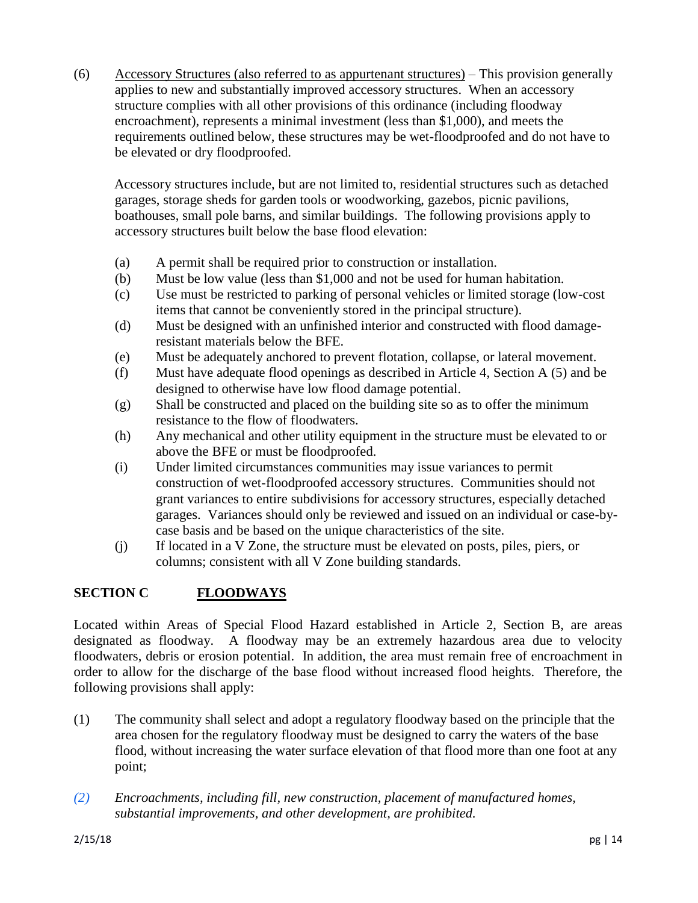(6) <u>Accessory Structures (also referred to as appurtenant structures)</u> – This provision generally applies to new and substantially improved accessory structures. When an accessory structure complies with all other provisions of this ordinance (including floodway encroachment), represents a minimal investment (less than $1,000), and meets the requirements outlined below, these structures may be wet-floodproofed and do not have to be elevated or dry floodproofed.

Accessory structures include, but are not limited to, residential structures such as detached garages, storage sheds for garden tools or woodworking, gazebos, picnic pavilions, boathouses, small pole barns, and similar buildings. The following provisions apply to accessory structures built below the base flood elevation:

(a) A permit shall be required prior to construction or installation.
(b) Must be low value (less than $1,000 and not be used for human habitation.
(c) Use must be restricted to parking of personal vehicles or limited storage (low-cost items that cannot be conveniently stored in the principal structure).
(d) Must be designed with an unfinished interior and constructed with flood damage-resistant materials below the BFE.
(e) Must be adequately anchored to prevent flotation, collapse, or lateral movement.
(f) Must have adequate flood openings as described in Article 4, Section A (5) and be designed to otherwise have low flood damage potential.
(g) Shall be constructed and placed on the building site so as to offer the minimum resistance to the flow of floodwaters.
(h) Any mechanical and other utility equipment in the structure must be elevated to or above the BFE or must be floodproofed.
(i) Under limited circumstances communities may issue variances to permit construction of wet-floodproofed accessory structures. Communities should not grant variances to entire subdivisions for accessory structures, especially detached garages. Variances should only be reviewed and issued on an individual or case-by-case basis and be based on the unique characteristics of the site.
(j) If located in a V Zone, the structure must be elevated on posts, piles, piers, or columns; consistent with all V Zone building standards.

## SECTION C <u>FLOODWAYS</u>

Located within Areas of Special Flood Hazard established in Article 2, Section B, are areas designated as floodway. A floodway may be an extremely hazardous area due to velocity floodwaters, debris or erosion potential. In addition, the area must remain free of encroachment in order to allow for the discharge of the base flood without increased flood heights. Therefore, the following provisions shall apply:

(1) The community shall select and adopt a regulatory floodway based on the principle that the area chosen for the regulatory floodway must be designed to carry the waters of the base flood, without increasing the water surface elevation of that flood more than one foot at any point;

*(2) Encroachments, including fill, new construction, placement of manufactured homes, substantial improvements, and other development, are prohibited.*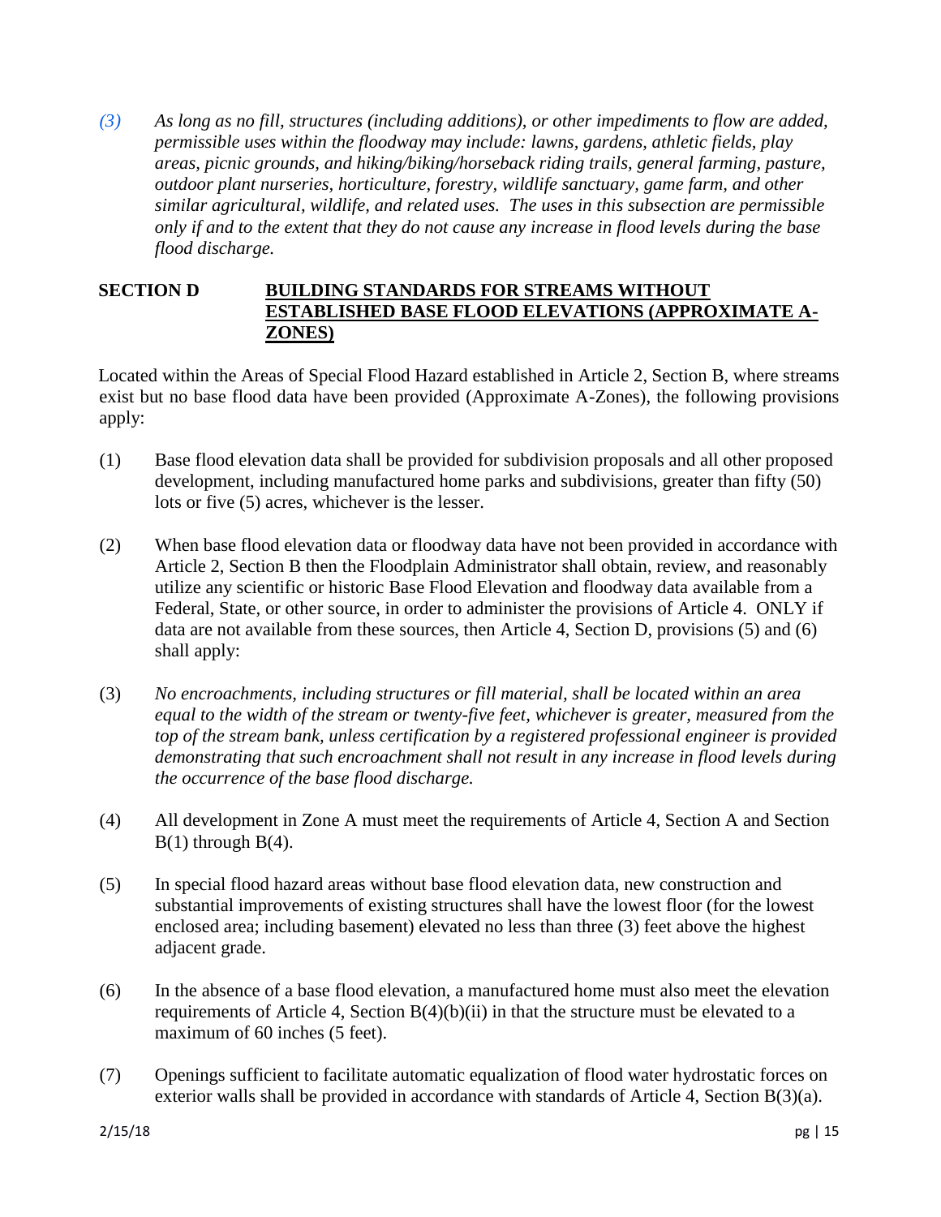*(3) As long as no fill, structures (including additions), or other impediments to flow are added, permissible uses within the floodway may include: lawns, gardens, athletic fields, play areas, picnic grounds, and hiking/biking/horseback riding trails, general farming, pasture, outdoor plant nurseries, horticulture, forestry, wildlife sanctuary, game farm, and other similar agricultural, wildlife, and related uses. The uses in this subsection are permissible only if and to the extent that they do not cause any increase in flood levels during the base flood discharge.*

## SECTION D BUILDING STANDARDS FOR STREAMS WITHOUT ESTABLISHED BASE FLOOD ELEVATIONS (APPROXIMATE A-ZONES)

Located within the Areas of Special Flood Hazard established in Article 2, Section B, where streams exist but no base flood data have been provided (Approximate A-Zones), the following provisions apply:

(1) Base flood elevation data shall be provided for subdivision proposals and all other proposed development, including manufactured home parks and subdivisions, greater than fifty (50) lots or five (5) acres, whichever is the lesser.

(2) When base flood elevation data or floodway data have not been provided in accordance with Article 2, Section B then the Floodplain Administrator shall obtain, review, and reasonably utilize any scientific or historic Base Flood Elevation and floodway data available from a Federal, State, or other source, in order to administer the provisions of Article 4. ONLY if data are not available from these sources, then Article 4, Section D, provisions (5) and (6) shall apply:

(3) *No encroachments, including structures or fill material, shall be located within an area equal to the width of the stream or twenty-five feet, whichever is greater, measured from the top of the stream bank, unless certification by a registered professional engineer is provided demonstrating that such encroachment shall not result in any increase in flood levels during the occurrence of the base flood discharge.*

(4) All development in Zone A must meet the requirements of Article 4, Section A and Section B(1) through B(4).

(5) In special flood hazard areas without base flood elevation data, new construction and substantial improvements of existing structures shall have the lowest floor (for the lowest enclosed area; including basement) elevated no less than three (3) feet above the highest adjacent grade.

(6) In the absence of a base flood elevation, a manufactured home must also meet the elevation requirements of Article 4, Section B(4)(b)(ii) in that the structure must be elevated to a maximum of 60 inches (5 feet).

(7) Openings sufficient to facilitate automatic equalization of flood water hydrostatic forces on exterior walls shall be provided in accordance with standards of Article 4, Section B(3)(a).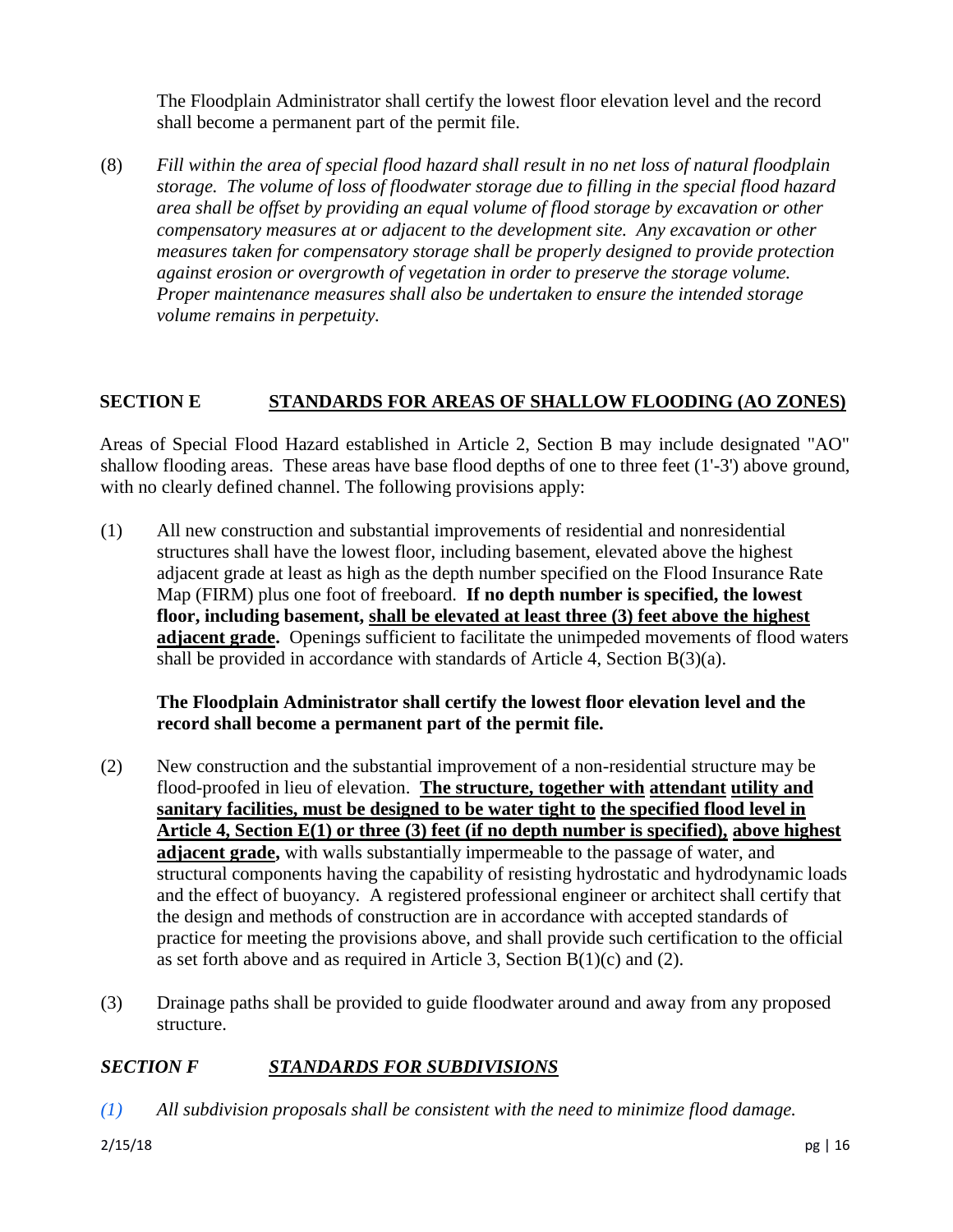The Floodplain Administrator shall certify the lowest floor elevation level and the record shall become a permanent part of the permit file.

(8) *Fill within the area of special flood hazard shall result in no net loss of natural floodplain storage. The volume of loss of floodwater storage due to filling in the special flood hazard area shall be offset by providing an equal volume of flood storage by excavation or other compensatory measures at or adjacent to the development site. Any excavation or other measures taken for compensatory storage shall be properly designed to provide protection against erosion or overgrowth of vegetation in order to preserve the storage volume. Proper maintenance measures shall also be undertaken to ensure the intended storage volume remains in perpetuity.*

## SECTION E <u>STANDARDS FOR AREAS OF SHALLOW FLOODING (AO ZONES)</u>

Areas of Special Flood Hazard established in Article 2, Section B may include designated "AO" shallow flooding areas. These areas have base flood depths of one to three feet (1'-3') above ground, with no clearly defined channel. The following provisions apply:

(1) All new construction and substantial improvements of residential and nonresidential structures shall have the lowest floor, including basement, elevated above the highest adjacent grade at least as high as the depth number specified on the Flood Insurance Rate Map (FIRM) plus one foot of freeboard. **If no depth number is specified, the lowest floor, including basement, <u>shall be elevated at least three (3) feet above the highest adjacent grade</u>.** Openings sufficient to facilitate the unimpeded movements of flood waters shall be provided in accordance with standards of Article 4, Section B(3)(a).

**The Floodplain Administrator shall certify the lowest floor elevation level and the record shall become a permanent part of the permit file.**

(2) New construction and the substantial improvement of a non-residential structure may be flood-proofed in lieu of elevation. **<u>The structure, together with attendant utility and sanitary facilities, must be designed to be water tight to the specified flood level in Article 4, Section E(1) or three (3) feet (if no depth number is specified), above highest adjacent grade</u>,** with walls substantially impermeable to the passage of water, and structural components having the capability of resisting hydrostatic and hydrodynamic loads and the effect of buoyancy. A registered professional engineer or architect shall certify that the design and methods of construction are in accordance with accepted standards of practice for meeting the provisions above, and shall provide such certification to the official as set forth above and as required in Article 3, Section B(1)(c) and (2).

(3) Drainage paths shall be provided to guide floodwater around and away from any proposed structure.

## *SECTION F <u>STANDARDS FOR SUBDIVISIONS</u>*

*(1) All subdivision proposals shall be consistent with the need to minimize flood damage.*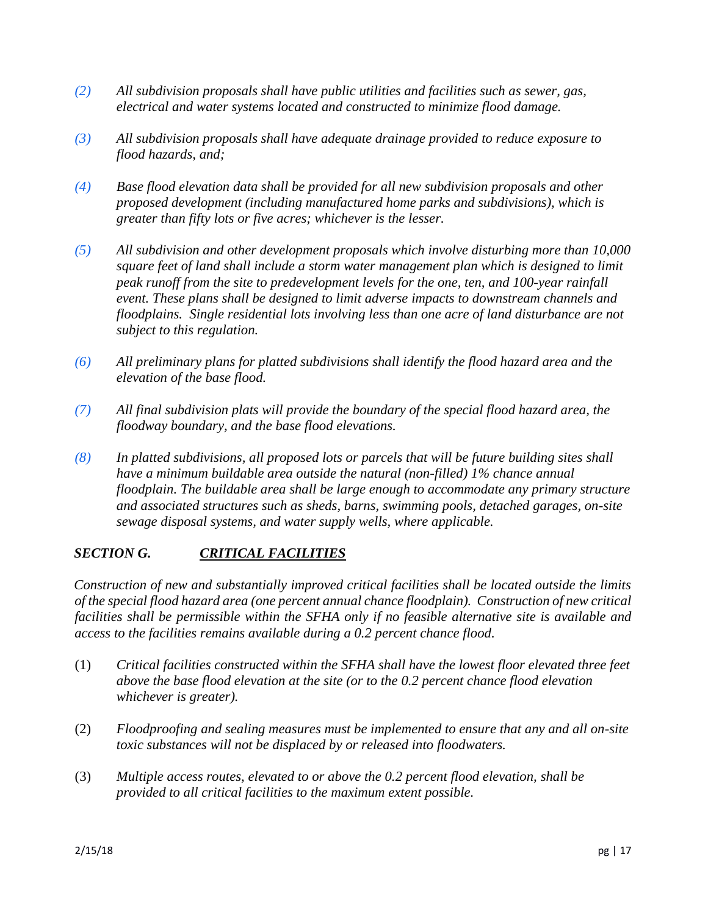*(2)* *All subdivision proposals shall have public utilities and facilities such as sewer, gas, electrical and water systems located and constructed to minimize flood damage.*

*(3)* *All subdivision proposals shall have adequate drainage provided to reduce exposure to flood hazards, and;*

*(4)* *Base flood elevation data shall be provided for all new subdivision proposals and other proposed development (including manufactured home parks and subdivisions), which is greater than fifty lots or five acres; whichever is the lesser.*

*(5)* *All subdivision and other development proposals which involve disturbing more than 10,000 square feet of land shall include a storm water management plan which is designed to limit peak runoff from the site to predevelopment levels for the one, ten, and 100-year rainfall event. These plans shall be designed to limit adverse impacts to downstream channels and floodplains. Single residential lots involving less than one acre of land disturbance are not subject to this regulation.*

*(6)* *All preliminary plans for platted subdivisions shall identify the flood hazard area and the elevation of the base flood.*

*(7)* *All final subdivision plats will provide the boundary of the special flood hazard area, the floodway boundary, and the base flood elevations.*

*(8)* *In platted subdivisions, all proposed lots or parcels that will be future building sites shall have a minimum buildable area outside the natural (non-filled) 1% chance annual floodplain. The buildable area shall be large enough to accommodate any primary structure and associated structures such as sheds, barns, swimming pools, detached garages, on-site sewage disposal systems, and water supply wells, where applicable.*

### *SECTION G. <u>CRITICAL FACILITIES</u>*

*Construction of new and substantially improved critical facilities shall be located outside the limits of the special flood hazard area (one percent annual chance floodplain). Construction of new critical facilities shall be permissible within the SFHA only if no feasible alternative site is available and access to the facilities remains available during a 0.2 percent chance flood.*

(1) *Critical facilities constructed within the SFHA shall have the lowest floor elevated three feet above the base flood elevation at the site (or to the 0.2 percent chance flood elevation whichever is greater).*

(2) *Floodproofing and sealing measures must be implemented to ensure that any and all on-site toxic substances will not be displaced by or released into floodwaters.*

(3) *Multiple access routes, elevated to or above the 0.2 percent flood elevation, shall be provided to all critical facilities to the maximum extent possible.*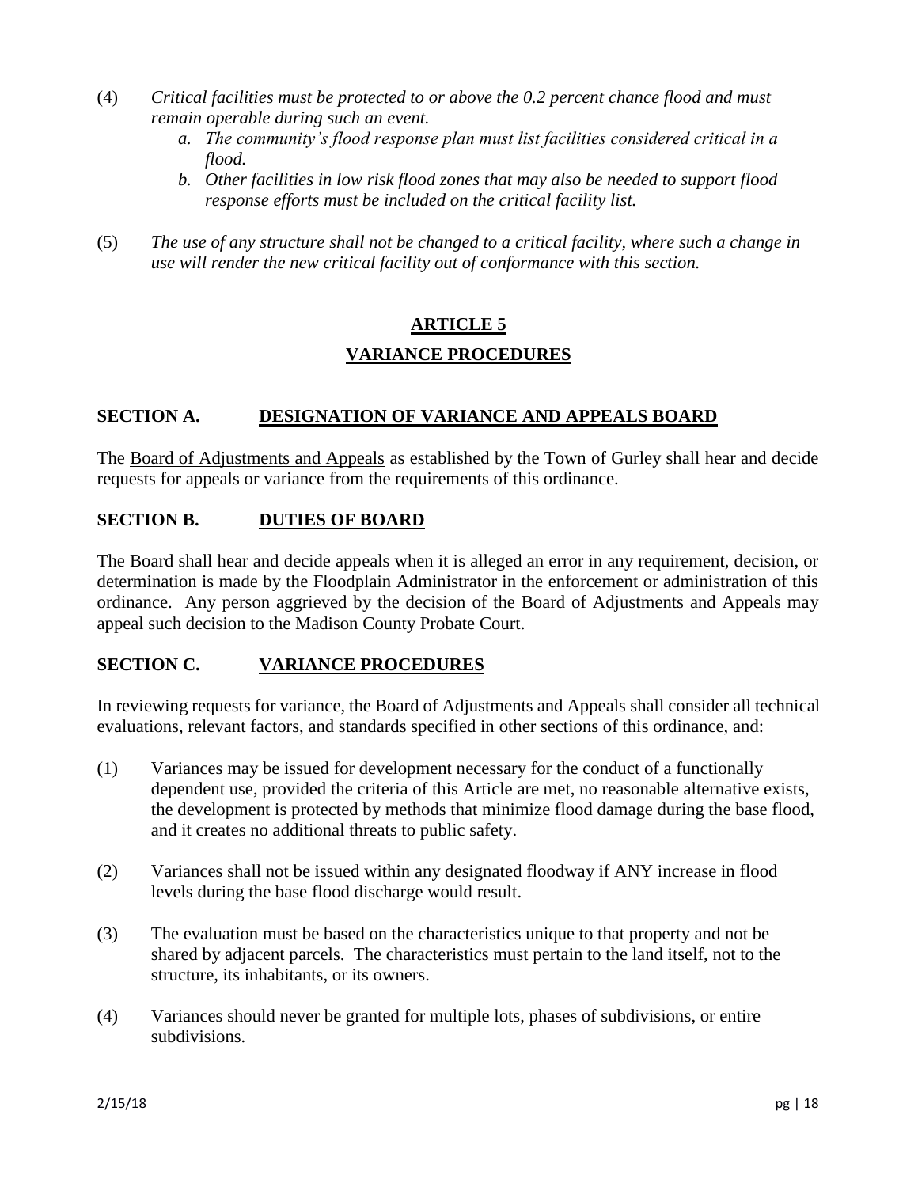(4) *Critical facilities must be protected to or above the 0.2 percent chance flood and must remain operable during such an event.*
   a. *The community's flood response plan must list facilities considered critical in a flood.*
   b. *Other facilities in low risk flood zones that may also be needed to support flood response efforts must be included on the critical facility list.*

(5) *The use of any structure shall not be changed to a critical facility, where such a change in use will render the new critical facility out of conformance with this section.*

# ARTICLE 5

# VARIANCE PROCEDURES

## SECTION A. DESIGNATION OF VARIANCE AND APPEALS BOARD

The Board of Adjustments and Appeals as established by the Town of Gurley shall hear and decide requests for appeals or variance from the requirements of this ordinance.

## SECTION B. DUTIES OF BOARD

The Board shall hear and decide appeals when it is alleged an error in any requirement, decision, or determination is made by the Floodplain Administrator in the enforcement or administration of this ordinance. Any person aggrieved by the decision of the Board of Adjustments and Appeals may appeal such decision to the Madison County Probate Court.

## SECTION C. VARIANCE PROCEDURES

In reviewing requests for variance, the Board of Adjustments and Appeals shall consider all technical evaluations, relevant factors, and standards specified in other sections of this ordinance, and:

(1) Variances may be issued for development necessary for the conduct of a functionally dependent use, provided the criteria of this Article are met, no reasonable alternative exists, the development is protected by methods that minimize flood damage during the base flood, and it creates no additional threats to public safety.

(2) Variances shall not be issued within any designated floodway if ANY increase in flood levels during the base flood discharge would result.

(3) The evaluation must be based on the characteristics unique to that property and not be shared by adjacent parcels. The characteristics must pertain to the land itself, not to the structure, its inhabitants, or its owners.

(4) Variances should never be granted for multiple lots, phases of subdivisions, or entire subdivisions.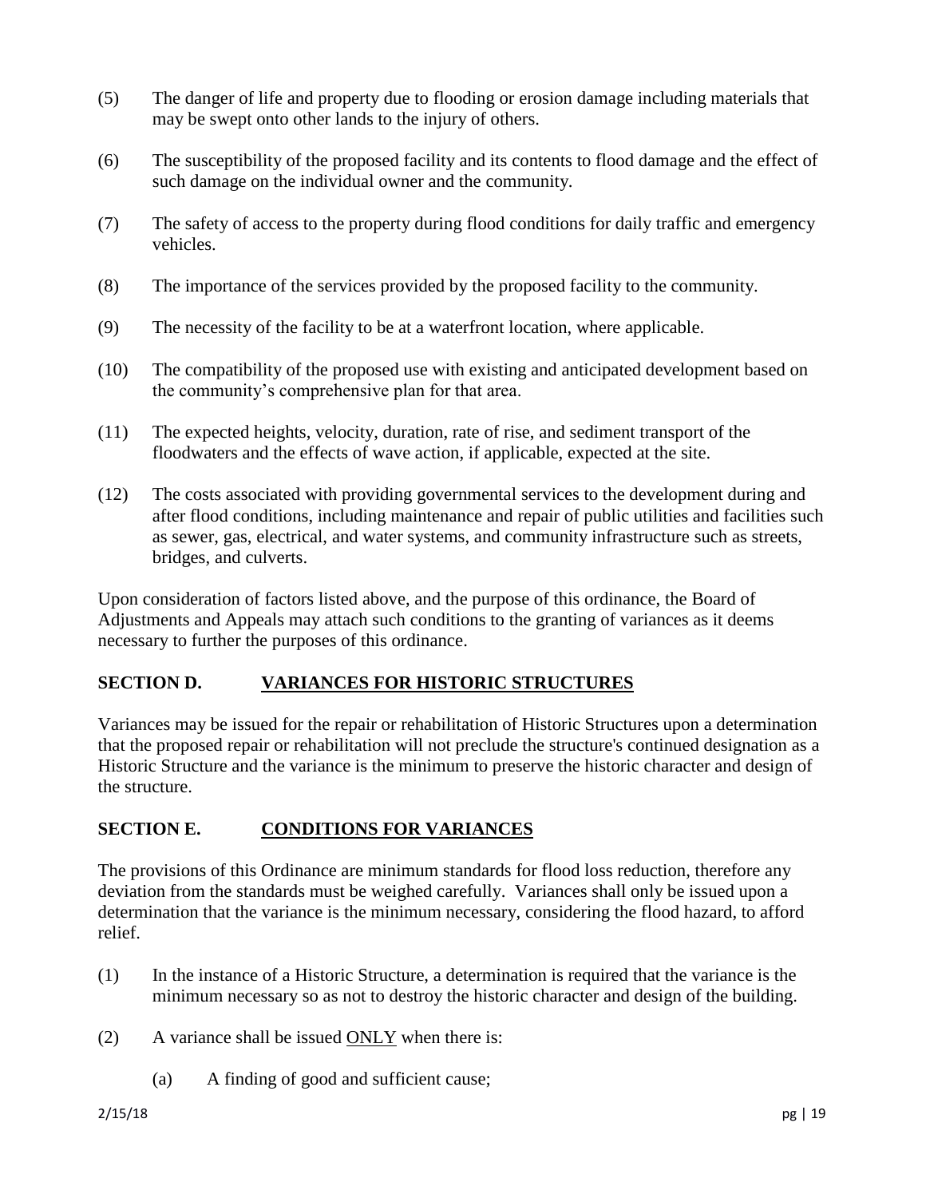(5) The danger of life and property due to flooding or erosion damage including materials that may be swept onto other lands to the injury of others.

(6) The susceptibility of the proposed facility and its contents to flood damage and the effect of such damage on the individual owner and the community.

(7) The safety of access to the property during flood conditions for daily traffic and emergency vehicles.

(8) The importance of the services provided by the proposed facility to the community.

(9) The necessity of the facility to be at a waterfront location, where applicable.

(10) The compatibility of the proposed use with existing and anticipated development based on the community's comprehensive plan for that area.

(11) The expected heights, velocity, duration, rate of rise, and sediment transport of the floodwaters and the effects of wave action, if applicable, expected at the site.

(12) The costs associated with providing governmental services to the development during and after flood conditions, including maintenance and repair of public utilities and facilities such as sewer, gas, electrical, and water systems, and community infrastructure such as streets, bridges, and culverts.

Upon consideration of factors listed above, and the purpose of this ordinance, the Board of Adjustments and Appeals may attach such conditions to the granting of variances as it deems necessary to further the purposes of this ordinance.

## SECTION D. <u>VARIANCES FOR HISTORIC STRUCTURES</u>

Variances may be issued for the repair or rehabilitation of Historic Structures upon a determination that the proposed repair or rehabilitation will not preclude the structure's continued designation as a Historic Structure and the variance is the minimum to preserve the historic character and design of the structure.

## SECTION E. <u>CONDITIONS FOR VARIANCES</u>

The provisions of this Ordinance are minimum standards for flood loss reduction, therefore any deviation from the standards must be weighed carefully. Variances shall only be issued upon a determination that the variance is the minimum necessary, considering the flood hazard, to afford relief.

(1) In the instance of a Historic Structure, a determination is required that the variance is the minimum necessary so as not to destroy the historic character and design of the building.

(2) A variance shall be issued <u>ONLY</u> when there is:

    (a) A finding of good and sufficient cause;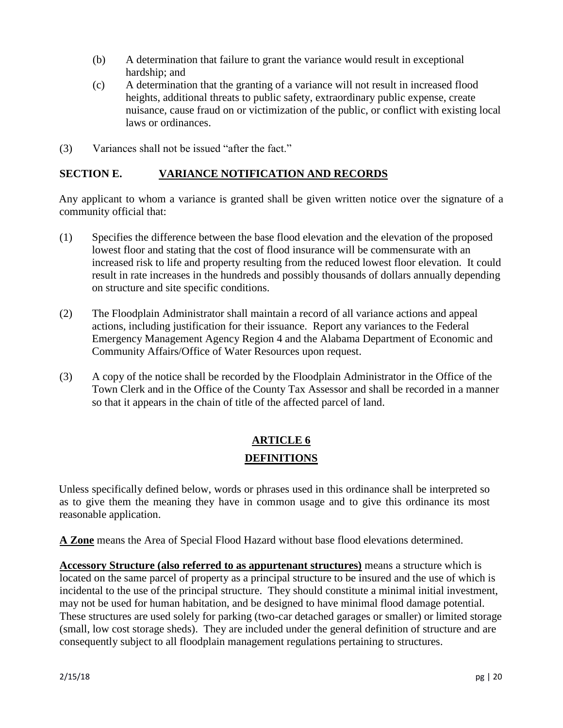(b) A determination that failure to grant the variance would result in exceptional hardship; and

(c) A determination that the granting of a variance will not result in increased flood heights, additional threats to public safety, extraordinary public expense, create nuisance, cause fraud on or victimization of the public, or conflict with existing local laws or ordinances.

(3) Variances shall not be issued "after the fact."

## SECTION E. VARIANCE NOTIFICATION AND RECORDS

Any applicant to whom a variance is granted shall be given written notice over the signature of a community official that:

(1) Specifies the difference between the base flood elevation and the elevation of the proposed lowest floor and stating that the cost of flood insurance will be commensurate with an increased risk to life and property resulting from the reduced lowest floor elevation. It could result in rate increases in the hundreds and possibly thousands of dollars annually depending on structure and site specific conditions.

(2) The Floodplain Administrator shall maintain a record of all variance actions and appeal actions, including justification for their issuance. Report any variances to the Federal Emergency Management Agency Region 4 and the Alabama Department of Economic and Community Affairs/Office of Water Resources upon request.

(3) A copy of the notice shall be recorded by the Floodplain Administrator in the Office of the Town Clerk and in the Office of the County Tax Assessor and shall be recorded in a manner so that it appears in the chain of title of the affected parcel of land.

# ARTICLE 6

# DEFINITIONS

Unless specifically defined below, words or phrases used in this ordinance shall be interpreted so as to give them the meaning they have in common usage and to give this ordinance its most reasonable application.

**A Zone** means the Area of Special Flood Hazard without base flood elevations determined.

**Accessory Structure (also referred to as appurtenant structures)** means a structure which is located on the same parcel of property as a principal structure to be insured and the use of which is incidental to the use of the principal structure. They should constitute a minimal initial investment, may not be used for human habitation, and be designed to have minimal flood damage potential. These structures are used solely for parking (two-car detached garages or smaller) or limited storage (small, low cost storage sheds). They are included under the general definition of structure and are consequently subject to all floodplain management regulations pertaining to structures.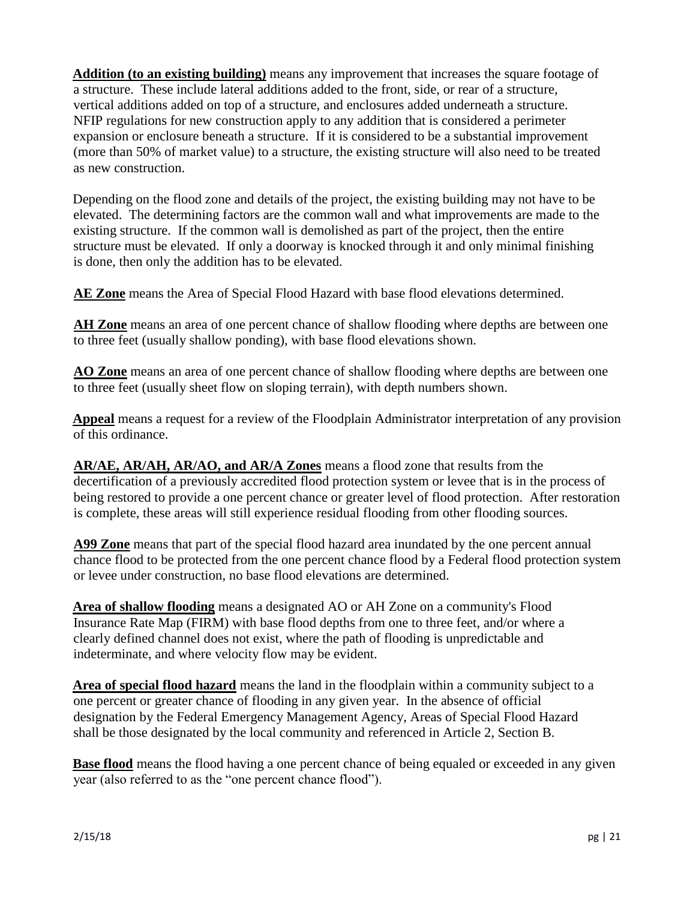**Addition (to an existing building)** means any improvement that increases the square footage of a structure. These include lateral additions added to the front, side, or rear of a structure, vertical additions added on top of a structure, and enclosures added underneath a structure. NFIP regulations for new construction apply to any addition that is considered a perimeter expansion or enclosure beneath a structure. If it is considered to be a substantial improvement (more than 50% of market value) to a structure, the existing structure will also need to be treated as new construction.

Depending on the flood zone and details of the project, the existing building may not have to be elevated. The determining factors are the common wall and what improvements are made to the existing structure. If the common wall is demolished as part of the project, then the entire structure must be elevated. If only a doorway is knocked through it and only minimal finishing is done, then only the addition has to be elevated.

**AE Zone** means the Area of Special Flood Hazard with base flood elevations determined.

**AH Zone** means an area of one percent chance of shallow flooding where depths are between one to three feet (usually shallow ponding), with base flood elevations shown.

**AO Zone** means an area of one percent chance of shallow flooding where depths are between one to three feet (usually sheet flow on sloping terrain), with depth numbers shown.

**Appeal** means a request for a review of the Floodplain Administrator interpretation of any provision of this ordinance.

**AR/AE, AR/AH, AR/AO, and AR/A Zones** means a flood zone that results from the decertification of a previously accredited flood protection system or levee that is in the process of being restored to provide a one percent chance or greater level of flood protection. After restoration is complete, these areas will still experience residual flooding from other flooding sources.

**A99 Zone** means that part of the special flood hazard area inundated by the one percent annual chance flood to be protected from the one percent chance flood by a Federal flood protection system or levee under construction, no base flood elevations are determined.

**Area of shallow flooding** means a designated AO or AH Zone on a community's Flood Insurance Rate Map (FIRM) with base flood depths from one to three feet, and/or where a clearly defined channel does not exist, where the path of flooding is unpredictable and indeterminate, and where velocity flow may be evident.

**Area of special flood hazard** means the land in the floodplain within a community subject to a one percent or greater chance of flooding in any given year. In the absence of official designation by the Federal Emergency Management Agency, Areas of Special Flood Hazard shall be those designated by the local community and referenced in Article 2, Section B.

**Base flood** means the flood having a one percent chance of being equaled or exceeded in any given year (also referred to as the "one percent chance flood").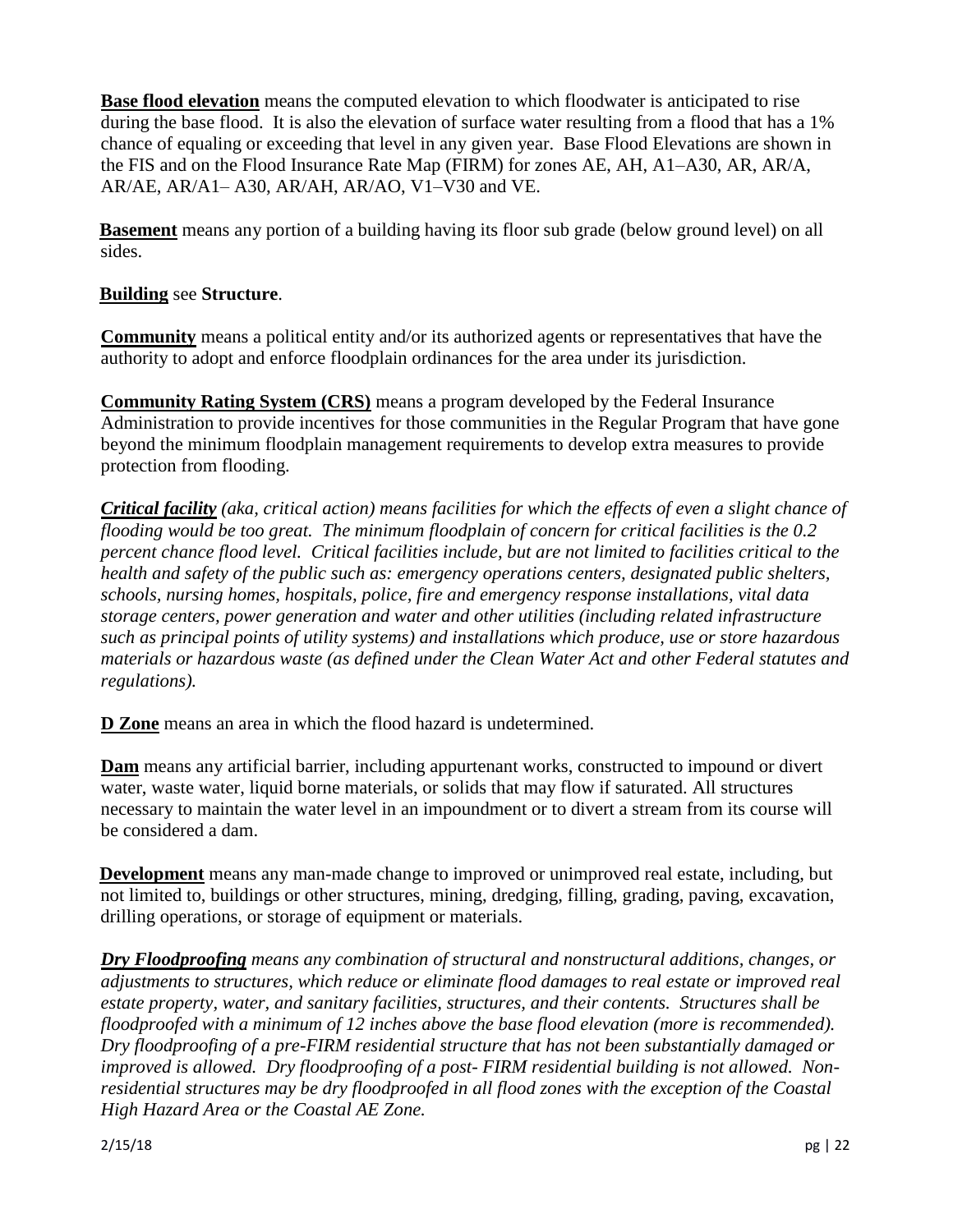**Base flood elevation** means the computed elevation to which floodwater is anticipated to rise during the base flood. It is also the elevation of surface water resulting from a flood that has a 1% chance of equaling or exceeding that level in any given year. Base Flood Elevations are shown in the FIS and on the Flood Insurance Rate Map (FIRM) for zones AE, AH, A1–A30, AR, AR/A, AR/AE, AR/A1– A30, AR/AH, AR/AO, V1–V30 and VE.

**Basement** means any portion of a building having its floor sub grade (below ground level) on all sides.

**Building** see **Structure**.

**Community** means a political entity and/or its authorized agents or representatives that have the authority to adopt and enforce floodplain ordinances for the area under its jurisdiction.

**Community Rating System (CRS)** means a program developed by the Federal Insurance Administration to provide incentives for those communities in the Regular Program that have gone beyond the minimum floodplain management requirements to develop extra measures to provide protection from flooding.

***Critical facility*** *(aka, critical action) means facilities for which the effects of even a slight chance of flooding would be too great. The minimum floodplain of concern for critical facilities is the 0.2 percent chance flood level. Critical facilities include, but are not limited to facilities critical to the health and safety of the public such as: emergency operations centers, designated public shelters, schools, nursing homes, hospitals, police, fire and emergency response installations, vital data storage centers, power generation and water and other utilities (including related infrastructure such as principal points of utility systems) and installations which produce, use or store hazardous materials or hazardous waste (as defined under the Clean Water Act and other Federal statutes and regulations).*

**D Zone** means an area in which the flood hazard is undetermined.

**Dam** means any artificial barrier, including appurtenant works, constructed to impound or divert water, waste water, liquid borne materials, or solids that may flow if saturated. All structures necessary to maintain the water level in an impoundment or to divert a stream from its course will be considered a dam.

**Development** means any man-made change to improved or unimproved real estate, including, but not limited to, buildings or other structures, mining, dredging, filling, grading, paving, excavation, drilling operations, or storage of equipment or materials.

***Dry Floodproofing*** *means any combination of structural and nonstructural additions, changes, or adjustments to structures, which reduce or eliminate flood damages to real estate or improved real estate property, water, and sanitary facilities, structures, and their contents. Structures shall be floodproofed with a minimum of 12 inches above the base flood elevation (more is recommended). Dry floodproofing of a pre-FIRM residential structure that has not been substantially damaged or improved is allowed. Dry floodproofing of a post- FIRM residential building is not allowed. Non-residential structures may be dry floodproofed in all flood zones with the exception of the Coastal High Hazard Area or the Coastal AE Zone.*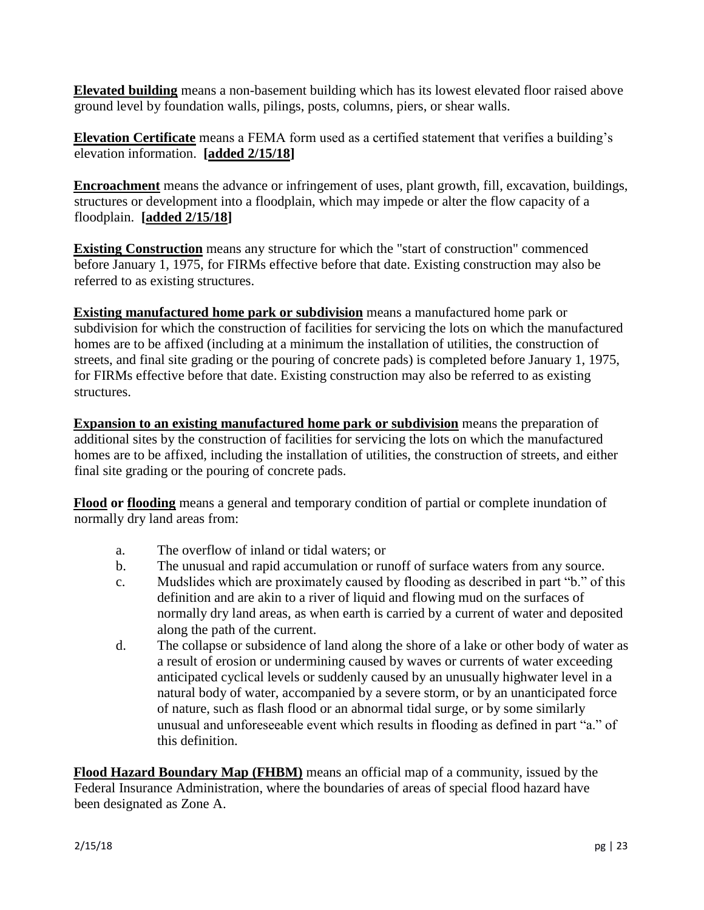**Elevated building** means a non-basement building which has its lowest elevated floor raised above ground level by foundation walls, pilings, posts, columns, piers, or shear walls.

**Elevation Certificate** means a FEMA form used as a certified statement that verifies a building's elevation information. **[added 2/15/18]**

**Encroachment** means the advance or infringement of uses, plant growth, fill, excavation, buildings, structures or development into a floodplain, which may impede or alter the flow capacity of a floodplain. **[added 2/15/18]**

**Existing Construction** means any structure for which the "start of construction" commenced before January 1, 1975, for FIRMs effective before that date. Existing construction may also be referred to as existing structures.

**Existing manufactured home park or subdivision** means a manufactured home park or subdivision for which the construction of facilities for servicing the lots on which the manufactured homes are to be affixed (including at a minimum the installation of utilities, the construction of streets, and final site grading or the pouring of concrete pads) is completed before January 1, 1975, for FIRMs effective before that date. Existing construction may also be referred to as existing structures.

**Expansion to an existing manufactured home park or subdivision** means the preparation of additional sites by the construction of facilities for servicing the lots on which the manufactured homes are to be affixed, including the installation of utilities, the construction of streets, and either final site grading or the pouring of concrete pads.

**Flood or flooding** means a general and temporary condition of partial or complete inundation of normally dry land areas from:

a. The overflow of inland or tidal waters; or
b. The unusual and rapid accumulation or runoff of surface waters from any source.
c. Mudslides which are proximately caused by flooding as described in part "b." of this definition and are akin to a river of liquid and flowing mud on the surfaces of normally dry land areas, as when earth is carried by a current of water and deposited along the path of the current.
d. The collapse or subsidence of land along the shore of a lake or other body of water as a result of erosion or undermining caused by waves or currents of water exceeding anticipated cyclical levels or suddenly caused by an unusually highwater level in a natural body of water, accompanied by a severe storm, or by an unanticipated force of nature, such as flash flood or an abnormal tidal surge, or by some similarly unusual and unforeseeable event which results in flooding as defined in part "a." of this definition.

**Flood Hazard Boundary Map (FHBM)** means an official map of a community, issued by the Federal Insurance Administration, where the boundaries of areas of special flood hazard have been designated as Zone A.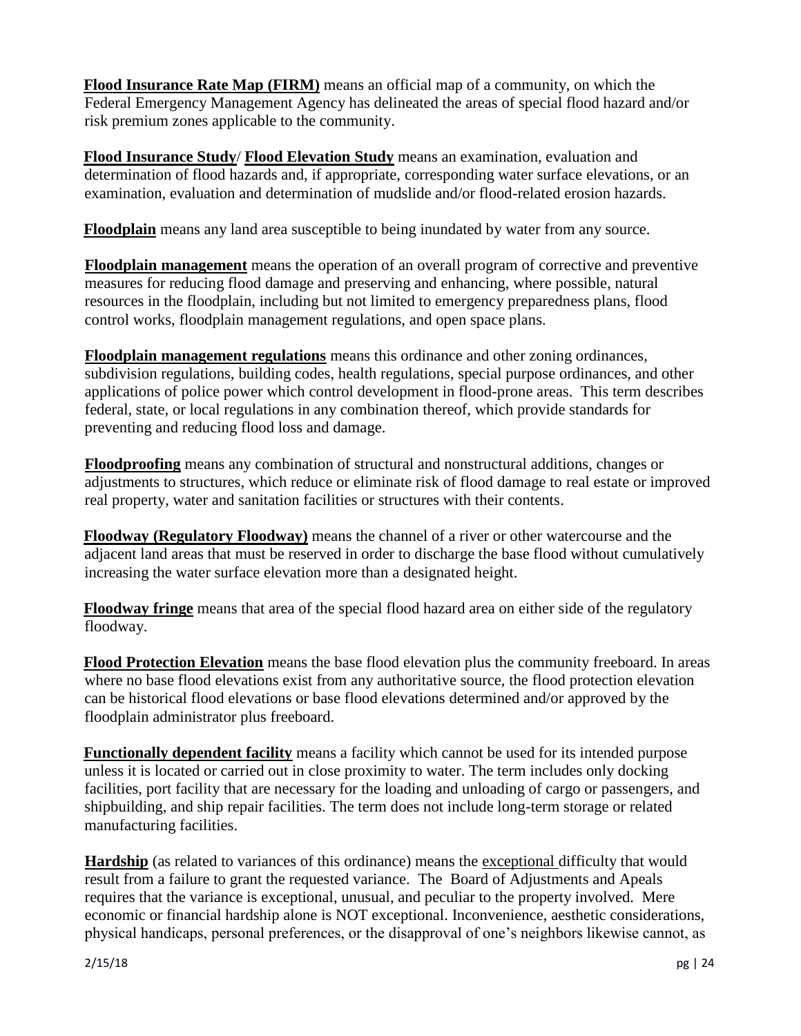**Flood Insurance Rate Map (FIRM)** means an official map of a community, on which the Federal Emergency Management Agency has delineated the areas of special flood hazard and/or risk premium zones applicable to the community.

**Flood Insurance Study**/ **Flood Elevation Study** means an examination, evaluation and determination of flood hazards and, if appropriate, corresponding water surface elevations, or an examination, evaluation and determination of mudslide and/or flood-related erosion hazards.

**Floodplain** means any land area susceptible to being inundated by water from any source.

**Floodplain management** means the operation of an overall program of corrective and preventive measures for reducing flood damage and preserving and enhancing, where possible, natural resources in the floodplain, including but not limited to emergency preparedness plans, flood control works, floodplain management regulations, and open space plans.

**Floodplain management regulations** means this ordinance and other zoning ordinances, subdivision regulations, building codes, health regulations, special purpose ordinances, and other applications of police power which control development in flood-prone areas. This term describes federal, state, or local regulations in any combination thereof, which provide standards for preventing and reducing flood loss and damage.

**Floodproofing** means any combination of structural and nonstructural additions, changes or adjustments to structures, which reduce or eliminate risk of flood damage to real estate or improved real property, water and sanitation facilities or structures with their contents.

**Floodway (Regulatory Floodway)** means the channel of a river or other watercourse and the adjacent land areas that must be reserved in order to discharge the base flood without cumulatively increasing the water surface elevation more than a designated height.

**Floodway fringe** means that area of the special flood hazard area on either side of the regulatory floodway.

**Flood Protection Elevation** means the base flood elevation plus the community freeboard. In areas where no base flood elevations exist from any authoritative source, the flood protection elevation can be historical flood elevations or base flood elevations determined and/or approved by the floodplain administrator plus freeboard.

**Functionally dependent facility** means a facility which cannot be used for its intended purpose unless it is located or carried out in close proximity to water. The term includes only docking facilities, port facility that are necessary for the loading and unloading of cargo or passengers, and shipbuilding, and ship repair facilities. The term does not include long-term storage or related manufacturing facilities.

**Hardship** (as related to variances of this ordinance) means the exceptional difficulty that would result from a failure to grant the requested variance. The Board of Adjustments and Apeals requires that the variance is exceptional, unusual, and peculiar to the property involved. Mere economic or financial hardship alone is NOT exceptional. Inconvenience, aesthetic considerations, physical handicaps, personal preferences, or the disapproval of one's neighbors likewise cannot, as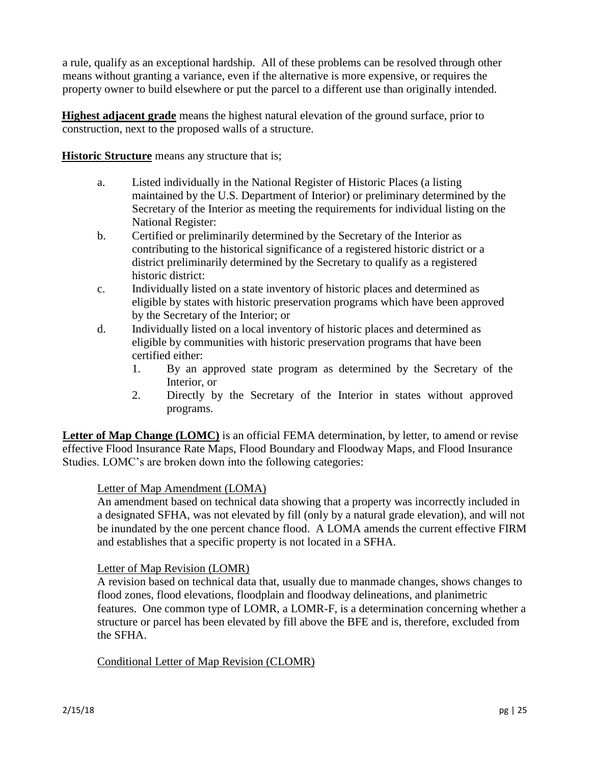a rule, qualify as an exceptional hardship. All of these problems can be resolved through other means without granting a variance, even if the alternative is more expensive, or requires the property owner to build elsewhere or put the parcel to a different use than originally intended.

**Highest adjacent grade** means the highest natural elevation of the ground surface, prior to construction, next to the proposed walls of a structure.

**Historic Structure** means any structure that is;

a. Listed individually in the National Register of Historic Places (a listing maintained by the U.S. Department of Interior) or preliminary determined by the Secretary of the Interior as meeting the requirements for individual listing on the National Register:
b. Certified or preliminarily determined by the Secretary of the Interior as contributing to the historical significance of a registered historic district or a district preliminarily determined by the Secretary to qualify as a registered historic district:
c. Individually listed on a state inventory of historic places and determined as eligible by states with historic preservation programs which have been approved by the Secretary of the Interior; or
d. Individually listed on a local inventory of historic places and determined as eligible by communities with historic preservation programs that have been certified either:
   1. By an approved state program as determined by the Secretary of the Interior, or
   2. Directly by the Secretary of the Interior in states without approved programs.

**Letter of Map Change (LOMC)** is an official FEMA determination, by letter, to amend or revise effective Flood Insurance Rate Maps, Flood Boundary and Floodway Maps, and Flood Insurance Studies. LOMC's are broken down into the following categories:

Letter of Map Amendment (LOMA)
An amendment based on technical data showing that a property was incorrectly included in a designated SFHA, was not elevated by fill (only by a natural grade elevation), and will not be inundated by the one percent chance flood. A LOMA amends the current effective FIRM and establishes that a specific property is not located in a SFHA.

Letter of Map Revision (LOMR)
A revision based on technical data that, usually due to manmade changes, shows changes to flood zones, flood elevations, floodplain and floodway delineations, and planimetric features. One common type of LOMR, a LOMR-F, is a determination concerning whether a structure or parcel has been elevated by fill above the BFE and is, therefore, excluded from the SFHA.

Conditional Letter of Map Revision (CLOMR)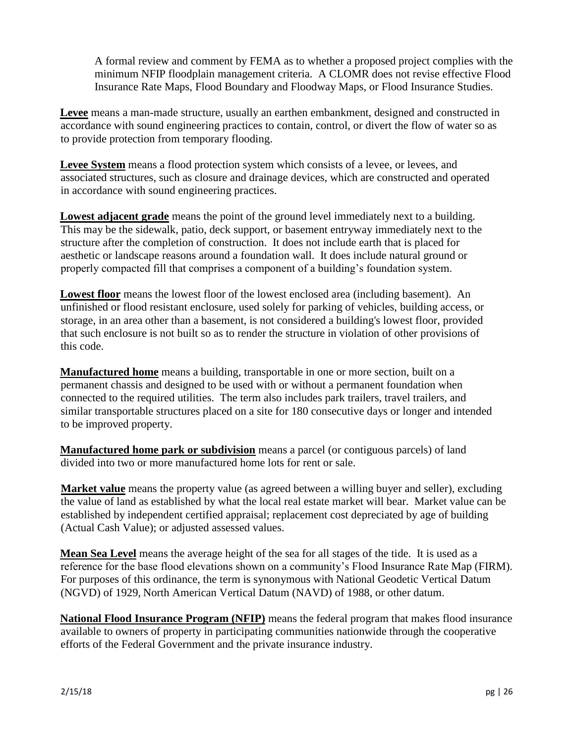A formal review and comment by FEMA as to whether a proposed project complies with the minimum NFIP floodplain management criteria. A CLOMR does not revise effective Flood Insurance Rate Maps, Flood Boundary and Floodway Maps, or Flood Insurance Studies.

**Levee** means a man-made structure, usually an earthen embankment, designed and constructed in accordance with sound engineering practices to contain, control, or divert the flow of water so as to provide protection from temporary flooding.

**Levee System** means a flood protection system which consists of a levee, or levees, and associated structures, such as closure and drainage devices, which are constructed and operated in accordance with sound engineering practices.

**Lowest adjacent grade** means the point of the ground level immediately next to a building. This may be the sidewalk, patio, deck support, or basement entryway immediately next to the structure after the completion of construction. It does not include earth that is placed for aesthetic or landscape reasons around a foundation wall. It does include natural ground or properly compacted fill that comprises a component of a building's foundation system.

**Lowest floor** means the lowest floor of the lowest enclosed area (including basement). An unfinished or flood resistant enclosure, used solely for parking of vehicles, building access, or storage, in an area other than a basement, is not considered a building's lowest floor, provided that such enclosure is not built so as to render the structure in violation of other provisions of this code.

**Manufactured home** means a building, transportable in one or more section, built on a permanent chassis and designed to be used with or without a permanent foundation when connected to the required utilities. The term also includes park trailers, travel trailers, and similar transportable structures placed on a site for 180 consecutive days or longer and intended to be improved property.

**Manufactured home park or subdivision** means a parcel (or contiguous parcels) of land divided into two or more manufactured home lots for rent or sale.

**Market value** means the property value (as agreed between a willing buyer and seller), excluding the value of land as established by what the local real estate market will bear. Market value can be established by independent certified appraisal; replacement cost depreciated by age of building (Actual Cash Value); or adjusted assessed values.

**Mean Sea Level** means the average height of the sea for all stages of the tide. It is used as a reference for the base flood elevations shown on a community's Flood Insurance Rate Map (FIRM). For purposes of this ordinance, the term is synonymous with National Geodetic Vertical Datum (NGVD) of 1929, North American Vertical Datum (NAVD) of 1988, or other datum.

**National Flood Insurance Program (NFIP)** means the federal program that makes flood insurance available to owners of property in participating communities nationwide through the cooperative efforts of the Federal Government and the private insurance industry.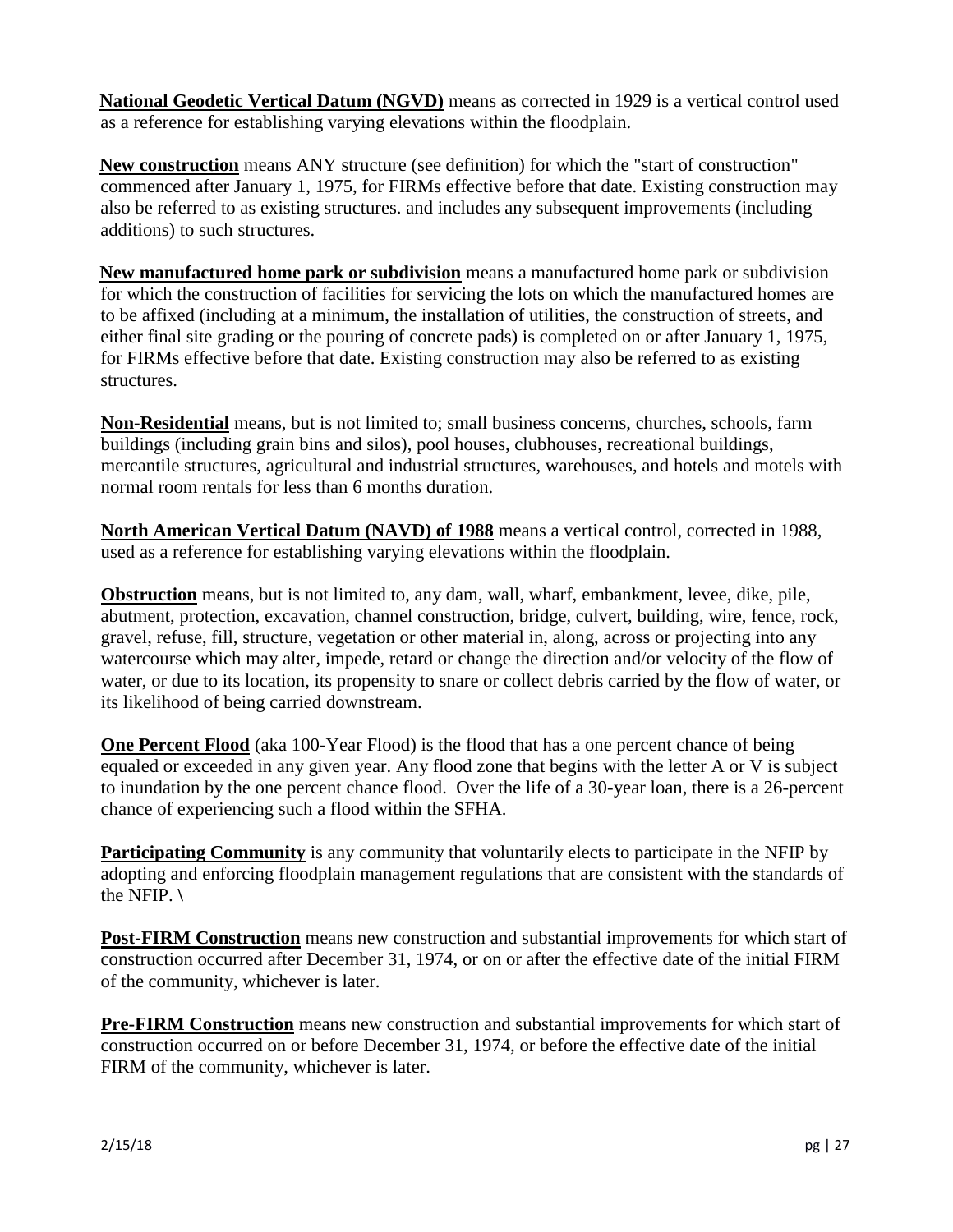**National Geodetic Vertical Datum (NGVD)** means as corrected in 1929 is a vertical control used as a reference for establishing varying elevations within the floodplain.

**New construction** means ANY structure (see definition) for which the "start of construction" commenced after January 1, 1975, for FIRMs effective before that date. Existing construction may also be referred to as existing structures. and includes any subsequent improvements (including additions) to such structures.

**New manufactured home park or subdivision** means a manufactured home park or subdivision for which the construction of facilities for servicing the lots on which the manufactured homes are to be affixed (including at a minimum, the installation of utilities, the construction of streets, and either final site grading or the pouring of concrete pads) is completed on or after January 1, 1975, for FIRMs effective before that date. Existing construction may also be referred to as existing structures.

**Non-Residential** means, but is not limited to; small business concerns, churches, schools, farm buildings (including grain bins and silos), pool houses, clubhouses, recreational buildings, mercantile structures, agricultural and industrial structures, warehouses, and hotels and motels with normal room rentals for less than 6 months duration.

**North American Vertical Datum (NAVD) of 1988** means a vertical control, corrected in 1988, used as a reference for establishing varying elevations within the floodplain.

**Obstruction** means, but is not limited to, any dam, wall, wharf, embankment, levee, dike, pile, abutment, protection, excavation, channel construction, bridge, culvert, building, wire, fence, rock, gravel, refuse, fill, structure, vegetation or other material in, along, across or projecting into any watercourse which may alter, impede, retard or change the direction and/or velocity of the flow of water, or due to its location, its propensity to snare or collect debris carried by the flow of water, or its likelihood of being carried downstream.

**One Percent Flood** (aka 100-Year Flood) is the flood that has a one percent chance of being equaled or exceeded in any given year. Any flood zone that begins with the letter A or V is subject to inundation by the one percent chance flood. Over the life of a 30-year loan, there is a 26-percent chance of experiencing such a flood within the SFHA.

**Participating Community** is any community that voluntarily elects to participate in the NFIP by adopting and enforcing floodplain management regulations that are consistent with the standards of the NFIP. \

**Post-FIRM Construction** means new construction and substantial improvements for which start of construction occurred after December 31, 1974, or on or after the effective date of the initial FIRM of the community, whichever is later.

**Pre-FIRM Construction** means new construction and substantial improvements for which start of construction occurred on or before December 31, 1974, or before the effective date of the initial FIRM of the community, whichever is later.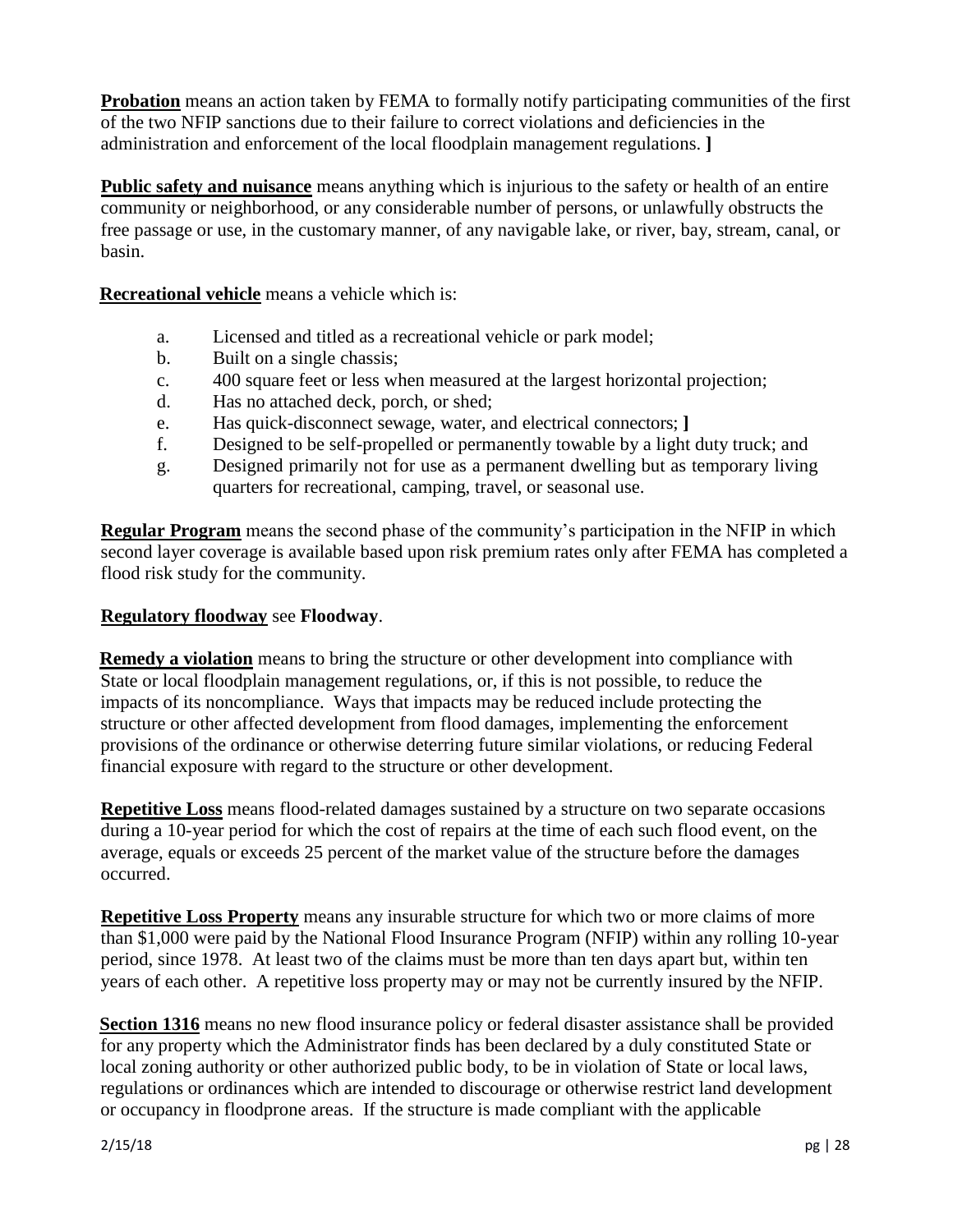**Probation** means an action taken by FEMA to formally notify participating communities of the first of the two NFIP sanctions due to their failure to correct violations and deficiencies in the administration and enforcement of the local floodplain management regulations. **]**

**Public safety and nuisance** means anything which is injurious to the safety or health of an entire community or neighborhood, or any considerable number of persons, or unlawfully obstructs the free passage or use, in the customary manner, of any navigable lake, or river, bay, stream, canal, or basin.

**Recreational vehicle** means a vehicle which is:

a. Licensed and titled as a recreational vehicle or park model;
b. Built on a single chassis;
c. 400 square feet or less when measured at the largest horizontal projection;
d. Has no attached deck, porch, or shed;
e. Has quick-disconnect sewage, water, and electrical connectors; **]**
f. Designed to be self-propelled or permanently towable by a light duty truck; and
g. Designed primarily not for use as a permanent dwelling but as temporary living quarters for recreational, camping, travel, or seasonal use.

**Regular Program** means the second phase of the community's participation in the NFIP in which second layer coverage is available based upon risk premium rates only after FEMA has completed a flood risk study for the community.

**Regulatory floodway** see **Floodway**.

**Remedy a violation** means to bring the structure or other development into compliance with State or local floodplain management regulations, or, if this is not possible, to reduce the impacts of its noncompliance. Ways that impacts may be reduced include protecting the structure or other affected development from flood damages, implementing the enforcement provisions of the ordinance or otherwise deterring future similar violations, or reducing Federal financial exposure with regard to the structure or other development.

**Repetitive Loss** means flood-related damages sustained by a structure on two separate occasions during a 10-year period for which the cost of repairs at the time of each such flood event, on the average, equals or exceeds 25 percent of the market value of the structure before the damages occurred.

**Repetitive Loss Property** means any insurable structure for which two or more claims of more than $1,000 were paid by the National Flood Insurance Program (NFIP) within any rolling 10-year period, since 1978. At least two of the claims must be more than ten days apart but, within ten years of each other. A repetitive loss property may or may not be currently insured by the NFIP.

**Section 1316** means no new flood insurance policy or federal disaster assistance shall be provided for any property which the Administrator finds has been declared by a duly constituted State or local zoning authority or other authorized public body, to be in violation of State or local laws, regulations or ordinances which are intended to discourage or otherwise restrict land development or occupancy in floodprone areas. If the structure is made compliant with the applicable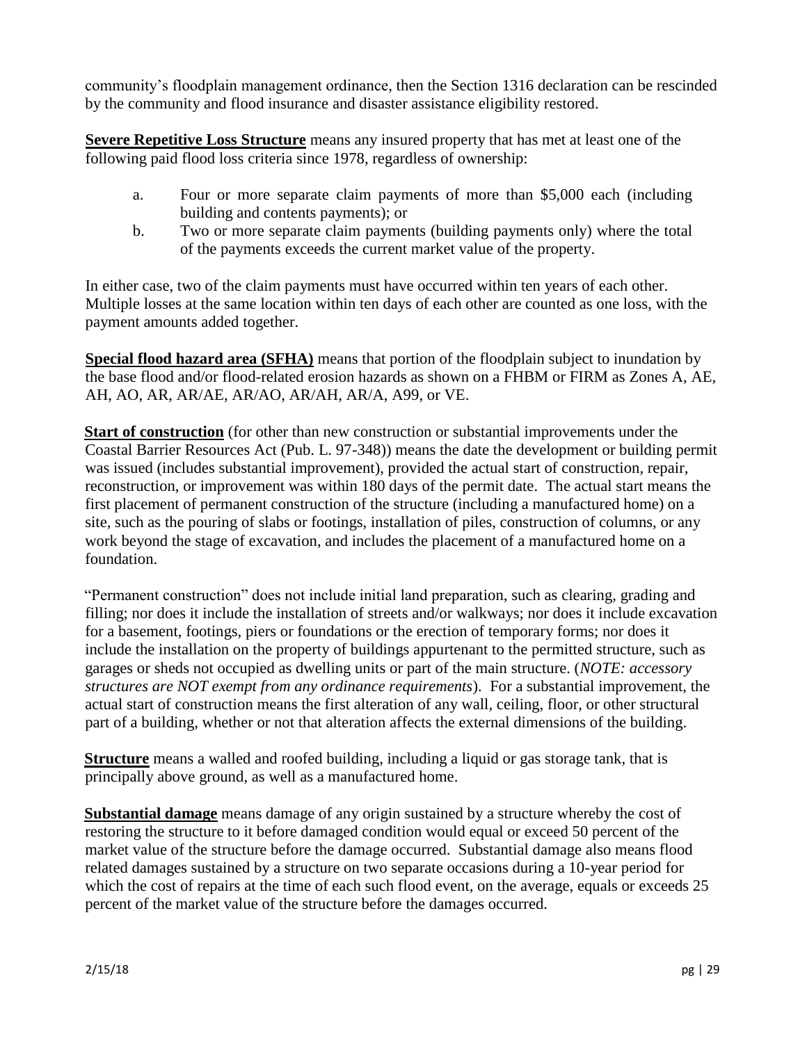community's floodplain management ordinance, then the Section 1316 declaration can be rescinded by the community and flood insurance and disaster assistance eligibility restored.

**Severe Repetitive Loss Structure** means any insured property that has met at least one of the following paid flood loss criteria since 1978, regardless of ownership:

a. Four or more separate claim payments of more than $5,000 each (including building and contents payments); or

b. Two or more separate claim payments (building payments only) where the total of the payments exceeds the current market value of the property.

In either case, two of the claim payments must have occurred within ten years of each other. Multiple losses at the same location within ten days of each other are counted as one loss, with the payment amounts added together.

**Special flood hazard area (SFHA)** means that portion of the floodplain subject to inundation by the base flood and/or flood-related erosion hazards as shown on a FHBM or FIRM as Zones A, AE, AH, AO, AR, AR/AE, AR/AO, AR/AH, AR/A, A99, or VE.

**Start of construction** (for other than new construction or substantial improvements under the Coastal Barrier Resources Act (Pub. L. 97-348)) means the date the development or building permit was issued (includes substantial improvement), provided the actual start of construction, repair, reconstruction, or improvement was within 180 days of the permit date. The actual start means the first placement of permanent construction of the structure (including a manufactured home) on a site, such as the pouring of slabs or footings, installation of piles, construction of columns, or any work beyond the stage of excavation, and includes the placement of a manufactured home on a foundation.

"Permanent construction" does not include initial land preparation, such as clearing, grading and filling; nor does it include the installation of streets and/or walkways; nor does it include excavation for a basement, footings, piers or foundations or the erection of temporary forms; nor does it include the installation on the property of buildings appurtenant to the permitted structure, such as garages or sheds not occupied as dwelling units or part of the main structure. (*NOTE: accessory structures are NOT exempt from any ordinance requirements*). For a substantial improvement, the actual start of construction means the first alteration of any wall, ceiling, floor, or other structural part of a building, whether or not that alteration affects the external dimensions of the building.

**Structure** means a walled and roofed building, including a liquid or gas storage tank, that is principally above ground, as well as a manufactured home.

**Substantial damage** means damage of any origin sustained by a structure whereby the cost of restoring the structure to it before damaged condition would equal or exceed 50 percent of the market value of the structure before the damage occurred. Substantial damage also means flood related damages sustained by a structure on two separate occasions during a 10-year period for which the cost of repairs at the time of each such flood event, on the average, equals or exceeds 25 percent of the market value of the structure before the damages occurred.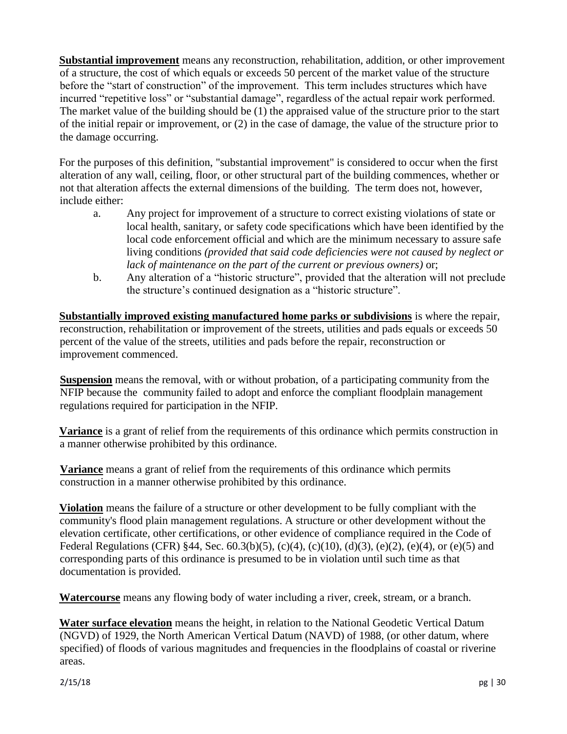**Substantial improvement** means any reconstruction, rehabilitation, addition, or other improvement of a structure, the cost of which equals or exceeds 50 percent of the market value of the structure before the "start of construction" of the improvement. This term includes structures which have incurred "repetitive loss" or "substantial damage", regardless of the actual repair work performed. The market value of the building should be (1) the appraised value of the structure prior to the start of the initial repair or improvement, or (2) in the case of damage, the value of the structure prior to the damage occurring.

For the purposes of this definition, "substantial improvement" is considered to occur when the first alteration of any wall, ceiling, floor, or other structural part of the building commences, whether or not that alteration affects the external dimensions of the building. The term does not, however, include either:

a. Any project for improvement of a structure to correct existing violations of state or local health, sanitary, or safety code specifications which have been identified by the local code enforcement official and which are the minimum necessary to assure safe living conditions *(provided that said code deficiencies were not caused by neglect or lack of maintenance on the part of the current or previous owners)* or;

b. Any alteration of a "historic structure", provided that the alteration will not preclude the structure's continued designation as a "historic structure".

**Substantially improved existing manufactured home parks or subdivisions** is where the repair, reconstruction, rehabilitation or improvement of the streets, utilities and pads equals or exceeds 50 percent of the value of the streets, utilities and pads before the repair, reconstruction or improvement commenced.

**Suspension** means the removal, with or without probation, of a participating community from the NFIP because the community failed to adopt and enforce the compliant floodplain management regulations required for participation in the NFIP.

**Variance** is a grant of relief from the requirements of this ordinance which permits construction in a manner otherwise prohibited by this ordinance.

**Variance** means a grant of relief from the requirements of this ordinance which permits construction in a manner otherwise prohibited by this ordinance.

**Violation** means the failure of a structure or other development to be fully compliant with the community's flood plain management regulations. A structure or other development without the elevation certificate, other certifications, or other evidence of compliance required in the Code of Federal Regulations (CFR) §44, Sec. 60.3(b)(5), (c)(4), (c)(10), (d)(3), (e)(2), (e)(4), or (e)(5) and corresponding parts of this ordinance is presumed to be in violation until such time as that documentation is provided.

**Watercourse** means any flowing body of water including a river, creek, stream, or a branch.

**Water surface elevation** means the height, in relation to the National Geodetic Vertical Datum (NGVD) of 1929, the North American Vertical Datum (NAVD) of 1988, (or other datum, where specified) of floods of various magnitudes and frequencies in the floodplains of coastal or riverine areas.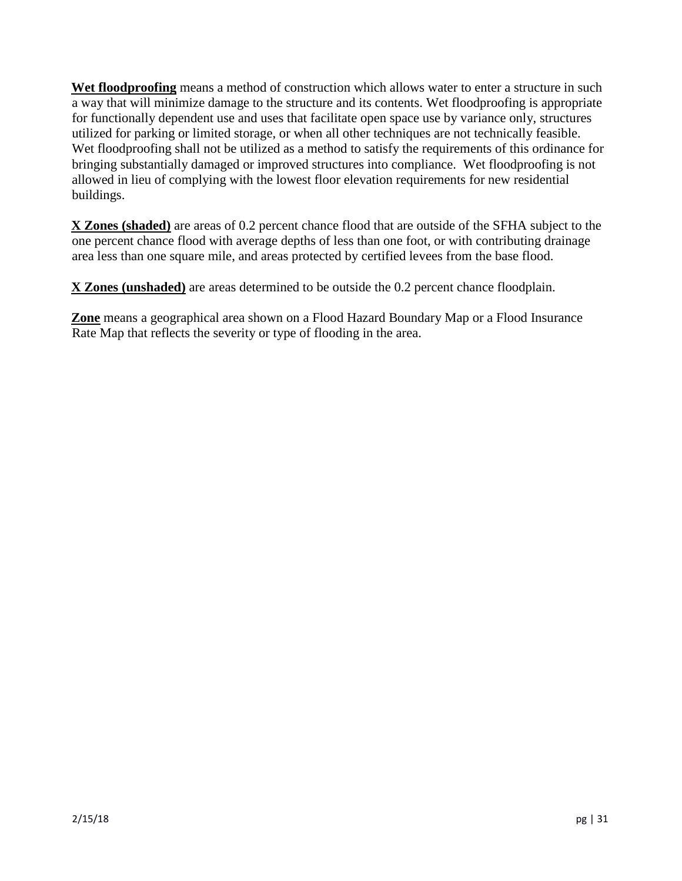**Wet floodproofing** means a method of construction which allows water to enter a structure in such a way that will minimize damage to the structure and its contents. Wet floodproofing is appropriate for functionally dependent use and uses that facilitate open space use by variance only, structures utilized for parking or limited storage, or when all other techniques are not technically feasible. Wet floodproofing shall not be utilized as a method to satisfy the requirements of this ordinance for bringing substantially damaged or improved structures into compliance. Wet floodproofing is not allowed in lieu of complying with the lowest floor elevation requirements for new residential buildings.

**X Zones (shaded)** are areas of 0.2 percent chance flood that are outside of the SFHA subject to the one percent chance flood with average depths of less than one foot, or with contributing drainage area less than one square mile, and areas protected by certified levees from the base flood.

**X Zones (unshaded)** are areas determined to be outside the 0.2 percent chance floodplain.

**Zone** means a geographical area shown on a Flood Hazard Boundary Map or a Flood Insurance Rate Map that reflects the severity or type of flooding in the area.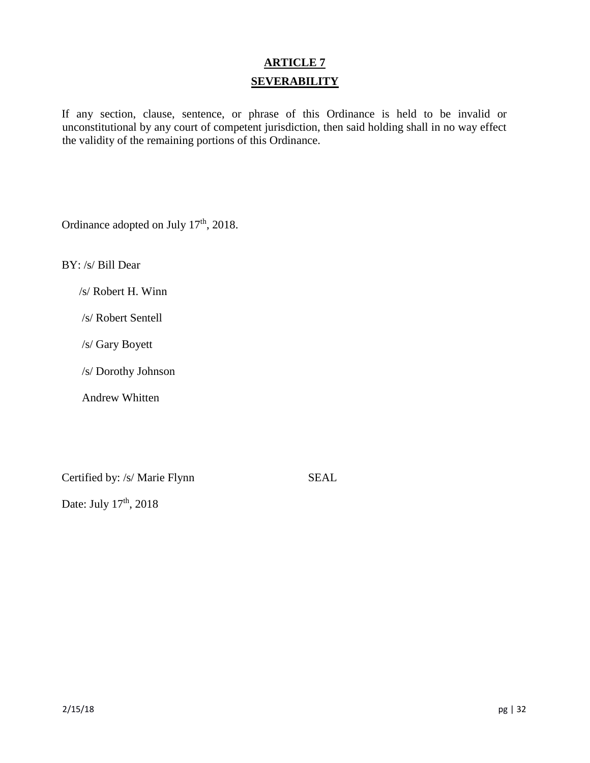## ARTICLE 7

## SEVERABILITY

If any section, clause, sentence, or phrase of this Ordinance is held to be invalid or unconstitutional by any court of competent jurisdiction, then said holding shall in no way effect the validity of the remaining portions of this Ordinance.

Ordinance adopted on July 17th, 2018.

BY: /s/ Bill Dear

/s/ Robert H. Winn

/s/ Robert Sentell

/s/ Gary Boyett

/s/ Dorothy Johnson

Andrew Whitten

Certified by: /s/ Marie Flynn SEAL

Date: July 17th, 2018